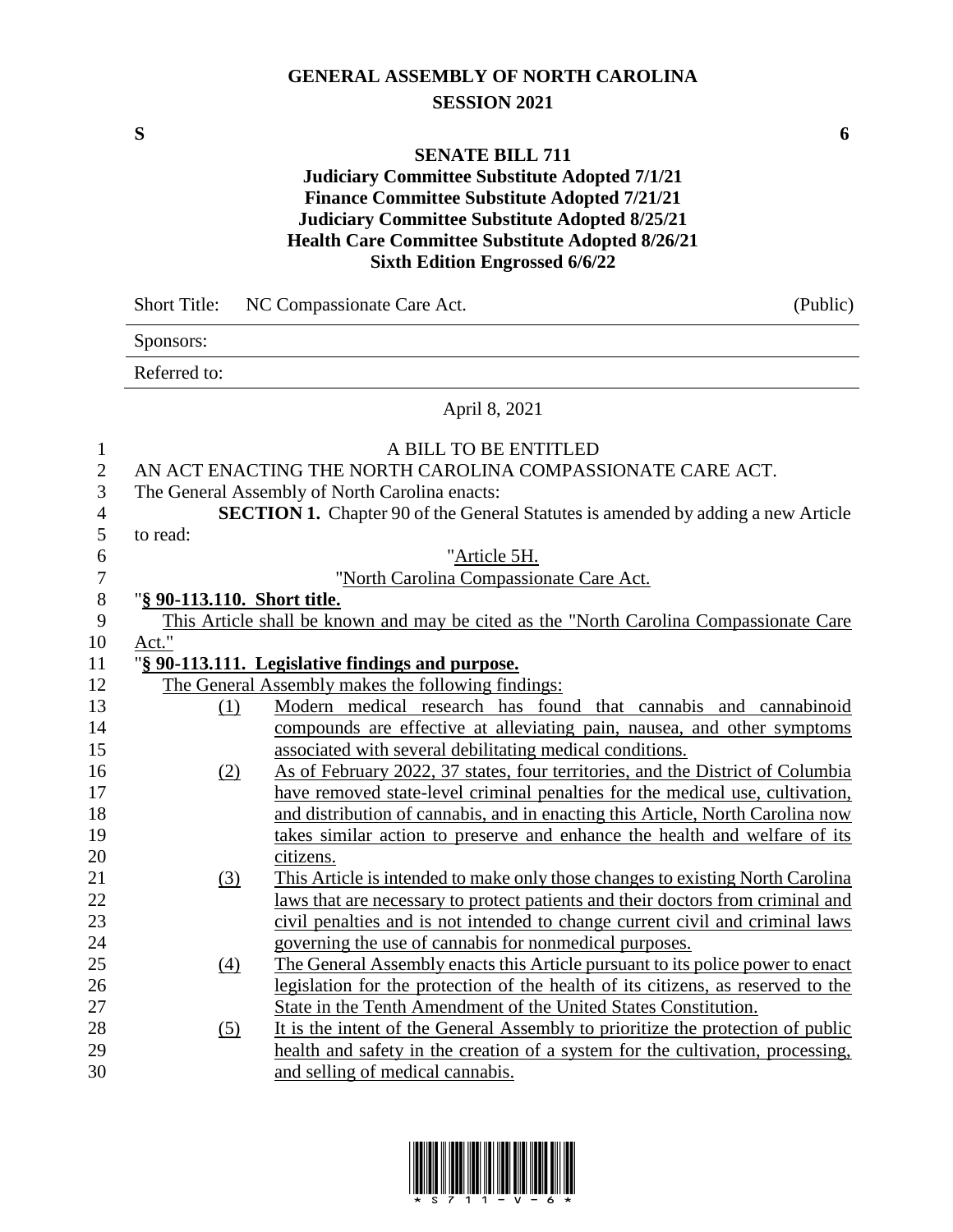# GENERAL ASSEMBLY OF NORTH CAROLINA
## SESSION 2021

**S** **6**

## SENATE BILL 711
### Judiciary Committee Substitute Adopted 7/1/21
### Finance Committee Substitute Adopted 7/21/21
### Judiciary Committee Substitute Adopted 8/25/21
### Health Care Committee Substitute Adopted 8/26/21
### Sixth Edition Engrossed 6/6/22

Short Title: NC Compassionate Care Act. (Public)

Sponsors:

Referred to:

April 8, 2021

A BILL TO BE ENTITLED

AN ACT ENACTING THE NORTH CAROLINA COMPASSIONATE CARE ACT.

The General Assembly of North Carolina enacts:

**SECTION 1.** Chapter 90 of the General Statutes is amended by adding a new Article to read:

"Article 5H.

"North Carolina Compassionate Care Act.

"**§ 90-113.110. Short title.**

This Article shall be known and may be cited as the "North Carolina Compassionate Care Act."

"**§ 90-113.111. Legislative findings and purpose.**

The General Assembly makes the following findings:

(1) Modern medical research has found that cannabis and cannabinoid compounds are effective at alleviating pain, nausea, and other symptoms associated with several debilitating medical conditions.

(2) As of February 2022, 37 states, four territories, and the District of Columbia have removed state-level criminal penalties for the medical use, cultivation, and distribution of cannabis, and in enacting this Article, North Carolina now takes similar action to preserve and enhance the health and welfare of its citizens.

(3) This Article is intended to make only those changes to existing North Carolina laws that are necessary to protect patients and their doctors from criminal and civil penalties and is not intended to change current civil and criminal laws governing the use of cannabis for nonmedical purposes.

(4) The General Assembly enacts this Article pursuant to its police power to enact legislation for the protection of the health of its citizens, as reserved to the State in the Tenth Amendment of the United States Constitution.

(5) It is the intent of the General Assembly to prioritize the protection of public health and safety in the creation of a system for the cultivation, processing, and selling of medical cannabis.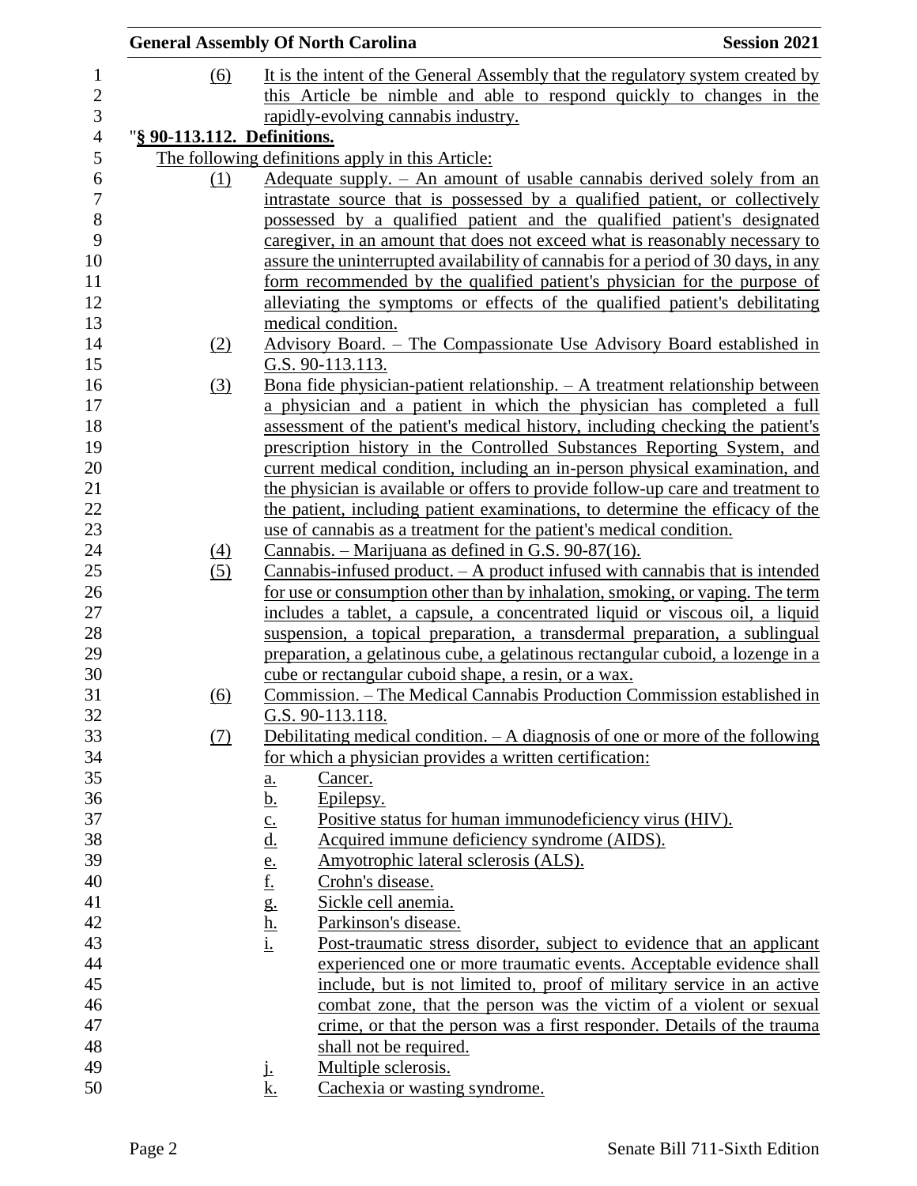(6) It is the intent of the General Assembly that the regulatory system created by this Article be nimble and able to respond quickly to changes in the rapidly-evolving cannabis industry.

"**§ 90-113.112. Definitions.**

The following definitions apply in this Article:

(1) Adequate supply. – An amount of usable cannabis derived solely from an intrastate source that is possessed by a qualified patient, or collectively possessed by a qualified patient and the qualified patient's designated caregiver, in an amount that does not exceed what is reasonably necessary to assure the uninterrupted availability of cannabis for a period of 30 days, in any form recommended by the qualified patient's physician for the purpose of alleviating the symptoms or effects of the qualified patient's debilitating medical condition.

(2) Advisory Board. – The Compassionate Use Advisory Board established in G.S. 90-113.113.

(3) Bona fide physician-patient relationship. – A treatment relationship between a physician and a patient in which the physician has completed a full assessment of the patient's medical history, including checking the patient's prescription history in the Controlled Substances Reporting System, and current medical condition, including an in-person physical examination, and the physician is available or offers to provide follow-up care and treatment to the patient, including patient examinations, to determine the efficacy of the use of cannabis as a treatment for the patient's medical condition.

(4) Cannabis. – Marijuana as defined in G.S. 90-87(16).

(5) Cannabis-infused product. – A product infused with cannabis that is intended for use or consumption other than by inhalation, smoking, or vaping. The term includes a tablet, a capsule, a concentrated liquid or viscous oil, a liquid suspension, a topical preparation, a transdermal preparation, a sublingual preparation, a gelatinous cube, a gelatinous rectangular cuboid, a lozenge in a cube or rectangular cuboid shape, a resin, or a wax.

(6) Commission. – The Medical Cannabis Production Commission established in G.S. 90-113.118.

(7) Debilitating medical condition. – A diagnosis of one or more of the following for which a physician provides a written certification:

a. Cancer.

b. Epilepsy.

c. Positive status for human immunodeficiency virus (HIV).

d. Acquired immune deficiency syndrome (AIDS).

e. Amyotrophic lateral sclerosis (ALS).

f. Crohn's disease.

g. Sickle cell anemia.

h. Parkinson's disease.

i. Post-traumatic stress disorder, subject to evidence that an applicant experienced one or more traumatic events. Acceptable evidence shall include, but is not limited to, proof of military service in an active combat zone, that the person was the victim of a violent or sexual crime, or that the person was a first responder. Details of the trauma shall not be required.

j. Multiple sclerosis.

k. Cachexia or wasting syndrome.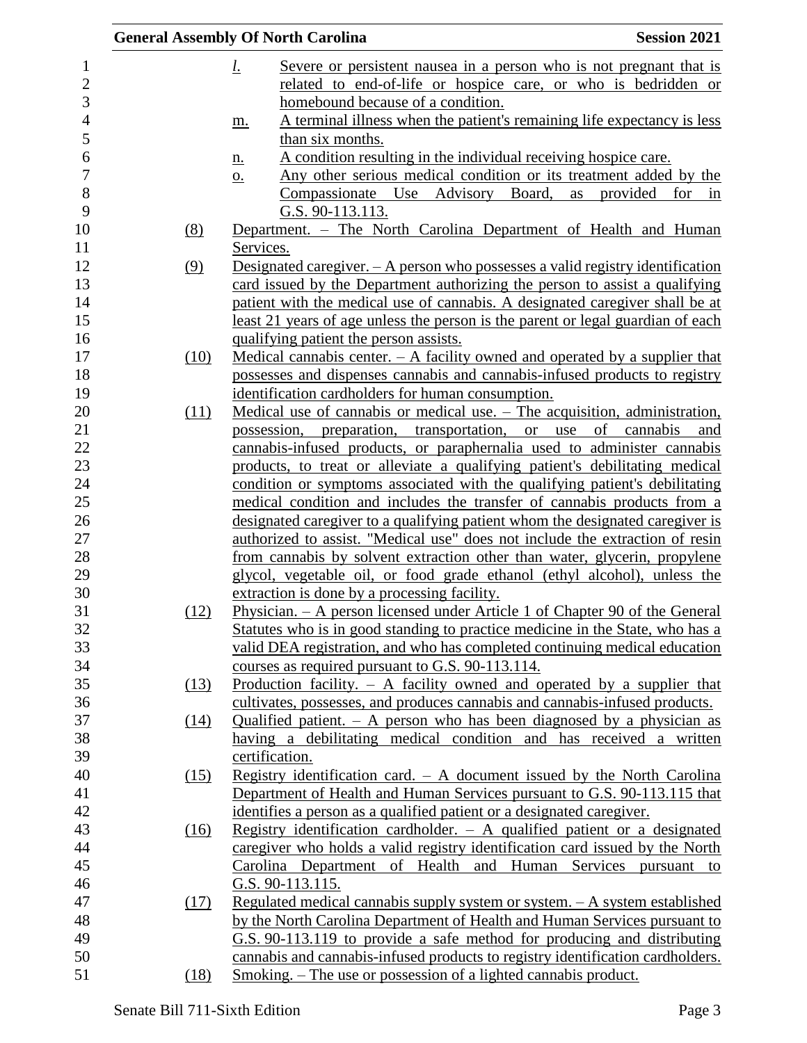l. Severe or persistent nausea in a person who is not pregnant that is related to end-of-life or hospice care, or who is bedridden or homebound because of a condition.

m. A terminal illness when the patient's remaining life expectancy is less than six months.

n. A condition resulting in the individual receiving hospice care.

o. Any other serious medical condition or its treatment added by the Compassionate Use Advisory Board, as provided for in G.S. 90-113.113.

(8) Department. – The North Carolina Department of Health and Human Services.

(9) Designated caregiver. – A person who possesses a valid registry identification card issued by the Department authorizing the person to assist a qualifying patient with the medical use of cannabis. A designated caregiver shall be at least 21 years of age unless the person is the parent or legal guardian of each qualifying patient the person assists.

(10) Medical cannabis center. – A facility owned and operated by a supplier that possesses and dispenses cannabis and cannabis-infused products to registry identification cardholders for human consumption.

(11) Medical use of cannabis or medical use. – The acquisition, administration, possession, preparation, transportation, or use of cannabis and cannabis-infused products, or paraphernalia used to administer cannabis products, to treat or alleviate a qualifying patient's debilitating medical condition or symptoms associated with the qualifying patient's debilitating medical condition and includes the transfer of cannabis products from a designated caregiver to a qualifying patient whom the designated caregiver is authorized to assist. "Medical use" does not include the extraction of resin from cannabis by solvent extraction other than water, glycerin, propylene glycol, vegetable oil, or food grade ethanol (ethyl alcohol), unless the extraction is done by a processing facility.

(12) Physician. – A person licensed under Article 1 of Chapter 90 of the General Statutes who is in good standing to practice medicine in the State, who has a valid DEA registration, and who has completed continuing medical education courses as required pursuant to G.S. 90-113.114.

(13) Production facility. – A facility owned and operated by a supplier that cultivates, possesses, and produces cannabis and cannabis-infused products.

(14) Qualified patient. – A person who has been diagnosed by a physician as having a debilitating medical condition and has received a written certification.

(15) Registry identification card. – A document issued by the North Carolina Department of Health and Human Services pursuant to G.S. 90-113.115 that identifies a person as a qualified patient or a designated caregiver.

(16) Registry identification cardholder. – A qualified patient or a designated caregiver who holds a valid registry identification card issued by the North Carolina Department of Health and Human Services pursuant to G.S. 90-113.115.

(17) Regulated medical cannabis supply system or system. – A system established by the North Carolina Department of Health and Human Services pursuant to G.S. 90-113.119 to provide a safe method for producing and distributing cannabis and cannabis-infused products to registry identification cardholders.

(18) Smoking. – The use or possession of a lighted cannabis product.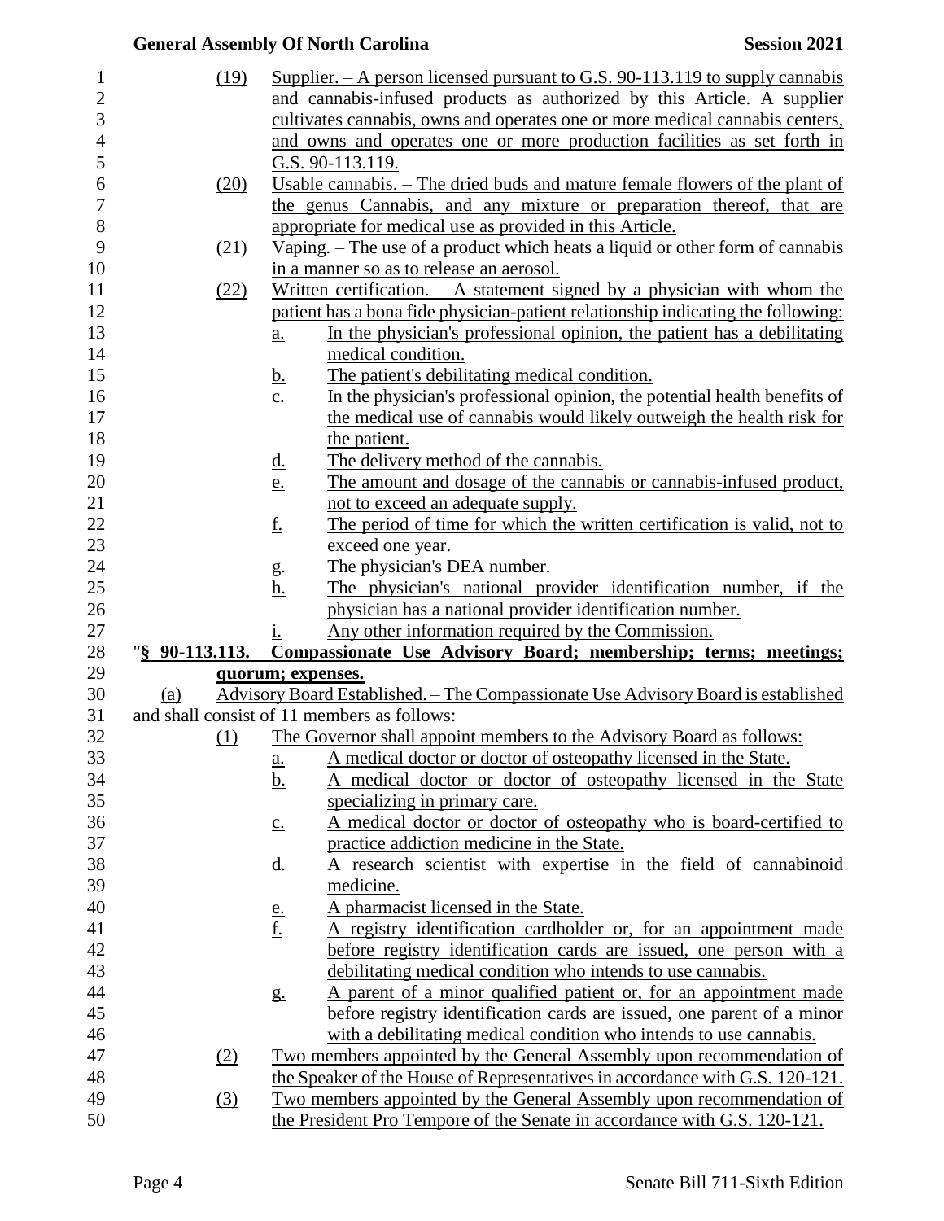(19) Supplier. – A person licensed pursuant to G.S. 90-113.119 to supply cannabis and cannabis-infused products as authorized by this Article. A supplier cultivates cannabis, owns and operates one or more medical cannabis centers, and owns and operates one or more production facilities as set forth in G.S. 90-113.119.

(20) Usable cannabis. – The dried buds and mature female flowers of the plant of the genus Cannabis, and any mixture or preparation thereof, that are appropriate for medical use as provided in this Article.

(21) Vaping. – The use of a product which heats a liquid or other form of cannabis in a manner so as to release an aerosol.

(22) Written certification. – A statement signed by a physician with whom the patient has a bona fide physician-patient relationship indicating the following:

a. In the physician's professional opinion, the patient has a debilitating medical condition.
b. The patient's debilitating medical condition.
c. In the physician's professional opinion, the potential health benefits of the medical use of cannabis would likely outweigh the health risk for the patient.
d. The delivery method of the cannabis.
e. The amount and dosage of the cannabis or cannabis-infused product, not to exceed an adequate supply.
f. The period of time for which the written certification is valid, not to exceed one year.
g. The physician's DEA number.
h. The physician's national provider identification number, if the physician has a national provider identification number.
i. Any other information required by the Commission.

"**§ 90-113.113. Compassionate Use Advisory Board; membership; terms; meetings; quorum; expenses.**

(a) Advisory Board Established. – The Compassionate Use Advisory Board is established and shall consist of 11 members as follows:

(1) The Governor shall appoint members to the Advisory Board as follows:

a. A medical doctor or doctor of osteopathy licensed in the State.
b. A medical doctor or doctor of osteopathy licensed in the State specializing in primary care.
c. A medical doctor or doctor of osteopathy who is board-certified to practice addiction medicine in the State.
d. A research scientist with expertise in the field of cannabinoid medicine.
e. A pharmacist licensed in the State.
f. A registry identification cardholder or, for an appointment made before registry identification cards are issued, one person with a debilitating medical condition who intends to use cannabis.
g. A parent of a minor qualified patient or, for an appointment made before registry identification cards are issued, one parent of a minor with a debilitating medical condition who intends to use cannabis.

(2) Two members appointed by the General Assembly upon recommendation of the Speaker of the House of Representatives in accordance with G.S. 120-121.

(3) Two members appointed by the General Assembly upon recommendation of the President Pro Tempore of the Senate in accordance with G.S. 120-121.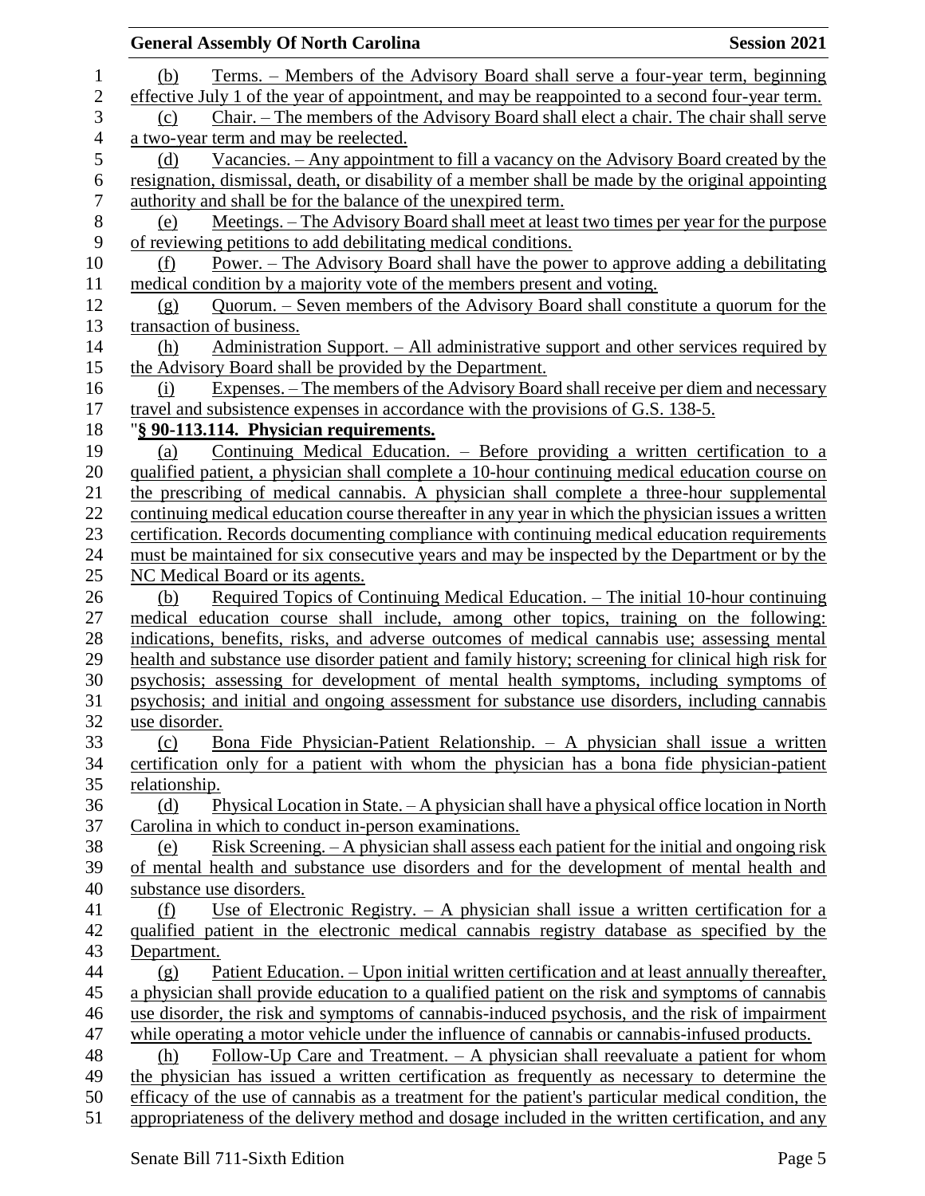(b) Terms. – Members of the Advisory Board shall serve a four-year term, beginning effective July 1 of the year of appointment, and may be reappointed to a second four-year term.

(c) Chair. – The members of the Advisory Board shall elect a chair. The chair shall serve a two-year term and may be reelected.

(d) Vacancies. – Any appointment to fill a vacancy on the Advisory Board created by the resignation, dismissal, death, or disability of a member shall be made by the original appointing authority and shall be for the balance of the unexpired term.

(e) Meetings. – The Advisory Board shall meet at least two times per year for the purpose of reviewing petitions to add debilitating medical conditions.

(f) Power. – The Advisory Board shall have the power to approve adding a debilitating medical condition by a majority vote of the members present and voting.

(g) Quorum. – Seven members of the Advisory Board shall constitute a quorum for the transaction of business.

(h) Administration Support. – All administrative support and other services required by the Advisory Board shall be provided by the Department.

(i) Expenses. – The members of the Advisory Board shall receive per diem and necessary travel and subsistence expenses in accordance with the provisions of G.S. 138-5.

"**§ 90-113.114. Physician requirements.**

(a) Continuing Medical Education. – Before providing a written certification to a qualified patient, a physician shall complete a 10-hour continuing medical education course on the prescribing of medical cannabis. A physician shall complete a three-hour supplemental continuing medical education course thereafter in any year in which the physician issues a written certification. Records documenting compliance with continuing medical education requirements must be maintained for six consecutive years and may be inspected by the Department or by the NC Medical Board or its agents.

(b) Required Topics of Continuing Medical Education. – The initial 10-hour continuing medical education course shall include, among other topics, training on the following: indications, benefits, risks, and adverse outcomes of medical cannabis use; assessing mental health and substance use disorder patient and family history; screening for clinical high risk for psychosis; assessing for development of mental health symptoms, including symptoms of psychosis; and initial and ongoing assessment for substance use disorders, including cannabis use disorder.

(c) Bona Fide Physician-Patient Relationship. – A physician shall issue a written certification only for a patient with whom the physician has a bona fide physician-patient relationship.

(d) Physical Location in State. – A physician shall have a physical office location in North Carolina in which to conduct in-person examinations.

(e) Risk Screening. – A physician shall assess each patient for the initial and ongoing risk of mental health and substance use disorders and for the development of mental health and substance use disorders.

(f) Use of Electronic Registry. – A physician shall issue a written certification for a qualified patient in the electronic medical cannabis registry database as specified by the Department.

(g) Patient Education. – Upon initial written certification and at least annually thereafter, a physician shall provide education to a qualified patient on the risk and symptoms of cannabis use disorder, the risk and symptoms of cannabis-induced psychosis, and the risk of impairment while operating a motor vehicle under the influence of cannabis or cannabis-infused products.

(h) Follow-Up Care and Treatment. – A physician shall reevaluate a patient for whom the physician has issued a written certification as frequently as necessary to determine the efficacy of the use of cannabis as a treatment for the patient's particular medical condition, the appropriateness of the delivery method and dosage included in the written certification, and any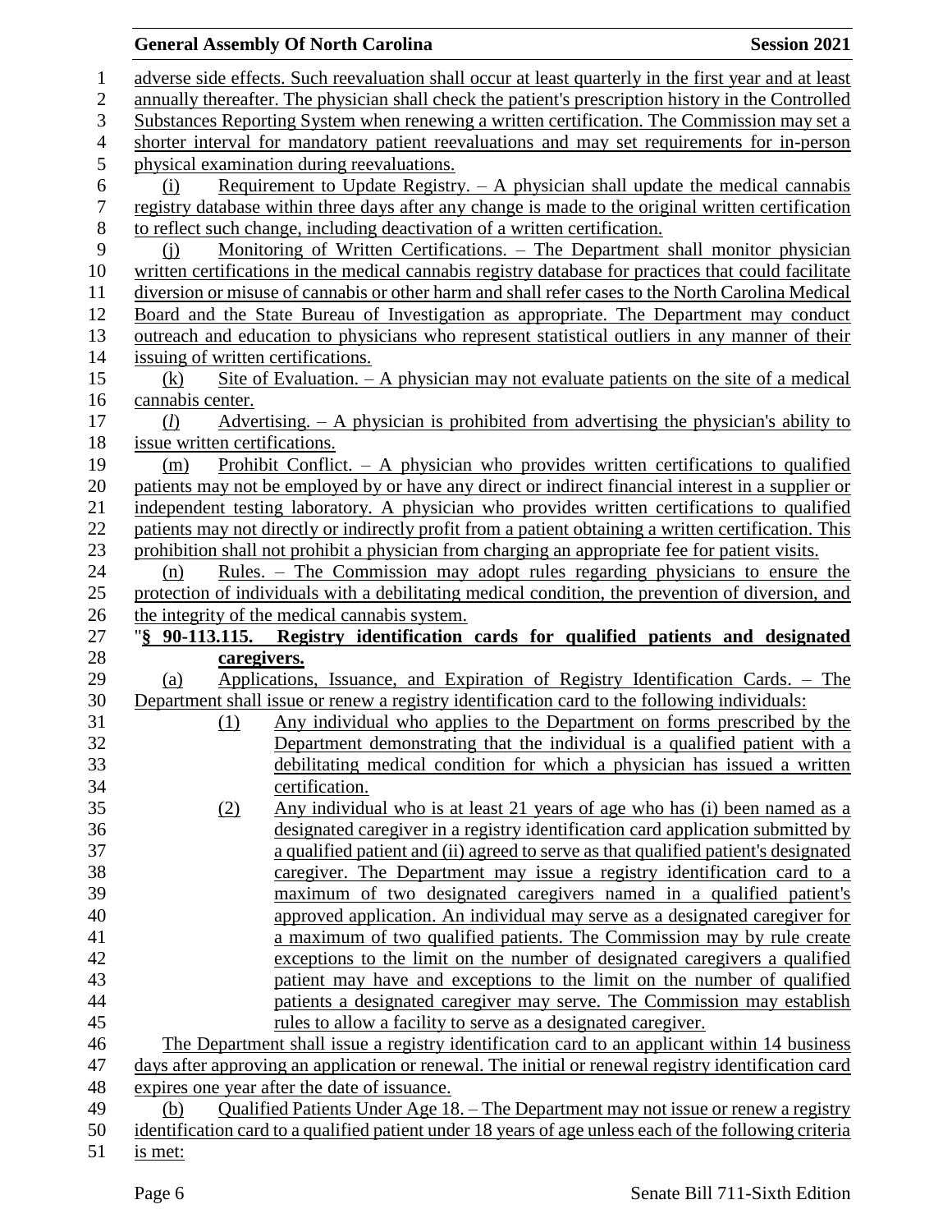adverse side effects. Such reevaluation shall occur at least quarterly in the first year and at least annually thereafter. The physician shall check the patient's prescription history in the Controlled Substances Reporting System when renewing a written certification. The Commission may set a shorter interval for mandatory patient reevaluations and may set requirements for in-person physical examination during reevaluations.

(i) Requirement to Update Registry. – A physician shall update the medical cannabis registry database within three days after any change is made to the original written certification to reflect such change, including deactivation of a written certification.

(j) Monitoring of Written Certifications. – The Department shall monitor physician written certifications in the medical cannabis registry database for practices that could facilitate diversion or misuse of cannabis or other harm and shall refer cases to the North Carolina Medical Board and the State Bureau of Investigation as appropriate. The Department may conduct outreach and education to physicians who represent statistical outliers in any manner of their issuing of written certifications.

(k) Site of Evaluation. – A physician may not evaluate patients on the site of a medical cannabis center.

(*l*) Advertising. – A physician is prohibited from advertising the physician's ability to issue written certifications.

(m) Prohibit Conflict. – A physician who provides written certifications to qualified patients may not be employed by or have any direct or indirect financial interest in a supplier or independent testing laboratory. A physician who provides written certifications to qualified patients may not directly or indirectly profit from a patient obtaining a written certification. This prohibition shall not prohibit a physician from charging an appropriate fee for patient visits.

(n) Rules. – The Commission may adopt rules regarding physicians to ensure the protection of individuals with a debilitating medical condition, the prevention of diversion, and the integrity of the medical cannabis system.

"**§ 90-113.115. Registry identification cards for qualified patients and designated caregivers.**

(a) Applications, Issuance, and Expiration of Registry Identification Cards. – The Department shall issue or renew a registry identification card to the following individuals:

(1) Any individual who applies to the Department on forms prescribed by the Department demonstrating that the individual is a qualified patient with a debilitating medical condition for which a physician has issued a written certification.

(2) Any individual who is at least 21 years of age who has (i) been named as a designated caregiver in a registry identification card application submitted by a qualified patient and (ii) agreed to serve as that qualified patient's designated caregiver. The Department may issue a registry identification card to a maximum of two designated caregivers named in a qualified patient's approved application. An individual may serve as a designated caregiver for a maximum of two qualified patients. The Commission may by rule create exceptions to the limit on the number of designated caregivers a qualified patient may have and exceptions to the limit on the number of qualified patients a designated caregiver may serve. The Commission may establish rules to allow a facility to serve as a designated caregiver.

The Department shall issue a registry identification card to an applicant within 14 business days after approving an application or renewal. The initial or renewal registry identification card expires one year after the date of issuance.

(b) Qualified Patients Under Age 18. – The Department may not issue or renew a registry identification card to a qualified patient under 18 years of age unless each of the following criteria is met: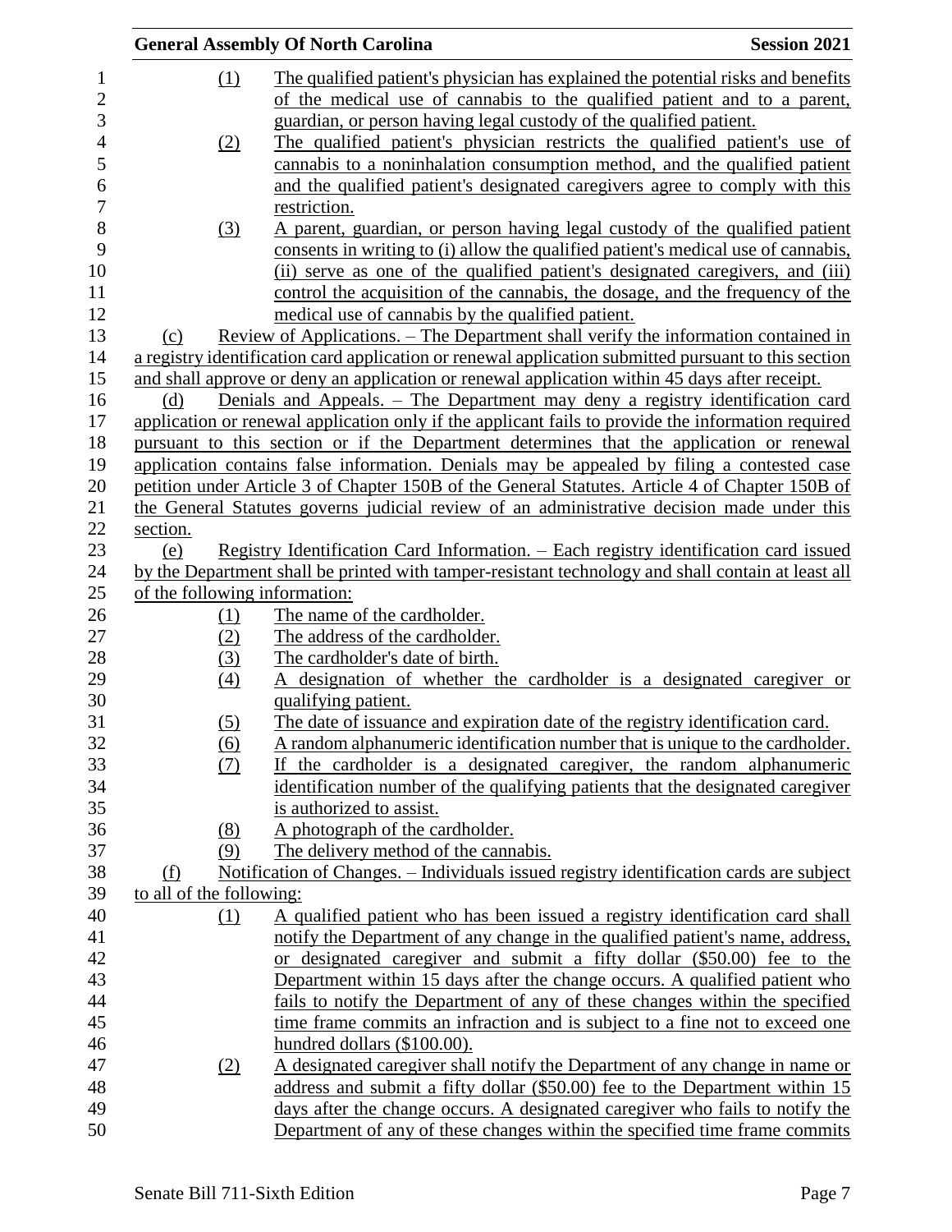(1) The qualified patient's physician has explained the potential risks and benefits of the medical use of cannabis to the qualified patient and to a parent, guardian, or person having legal custody of the qualified patient.

(2) The qualified patient's physician restricts the qualified patient's use of cannabis to a noninhalation consumption method, and the qualified patient and the qualified patient's designated caregivers agree to comply with this restriction.

(3) A parent, guardian, or person having legal custody of the qualified patient consents in writing to (i) allow the qualified patient's medical use of cannabis, (ii) serve as one of the qualified patient's designated caregivers, and (iii) control the acquisition of the cannabis, the dosage, and the frequency of the medical use of cannabis by the qualified patient.

(c) Review of Applications. – The Department shall verify the information contained in a registry identification card application or renewal application submitted pursuant to this section and shall approve or deny an application or renewal application within 45 days after receipt.

(d) Denials and Appeals. – The Department may deny a registry identification card application or renewal application only if the applicant fails to provide the information required pursuant to this section or if the Department determines that the application or renewal application contains false information. Denials may be appealed by filing a contested case petition under Article 3 of Chapter 150B of the General Statutes. Article 4 of Chapter 150B of the General Statutes governs judicial review of an administrative decision made under this section.

(e) Registry Identification Card Information. – Each registry identification card issued by the Department shall be printed with tamper-resistant technology and shall contain at least all of the following information:

(1) The name of the cardholder.

(2) The address of the cardholder.

(3) The cardholder's date of birth.

(4) A designation of whether the cardholder is a designated caregiver or qualifying patient.

(5) The date of issuance and expiration date of the registry identification card.

(6) A random alphanumeric identification number that is unique to the cardholder.

(7) If the cardholder is a designated caregiver, the random alphanumeric identification number of the qualifying patients that the designated caregiver is authorized to assist.

(8) A photograph of the cardholder.

(9) The delivery method of the cannabis.

(f) Notification of Changes. – Individuals issued registry identification cards are subject to all of the following:

(1) A qualified patient who has been issued a registry identification card shall notify the Department of any change in the qualified patient's name, address, or designated caregiver and submit a fifty dollar ($50.00) fee to the Department within 15 days after the change occurs. A qualified patient who fails to notify the Department of any of these changes within the specified time frame commits an infraction and is subject to a fine not to exceed one hundred dollars ($100.00).

(2) A designated caregiver shall notify the Department of any change in name or address and submit a fifty dollar ($50.00) fee to the Department within 15 days after the change occurs. A designated caregiver who fails to notify the Department of any of these changes within the specified time frame commits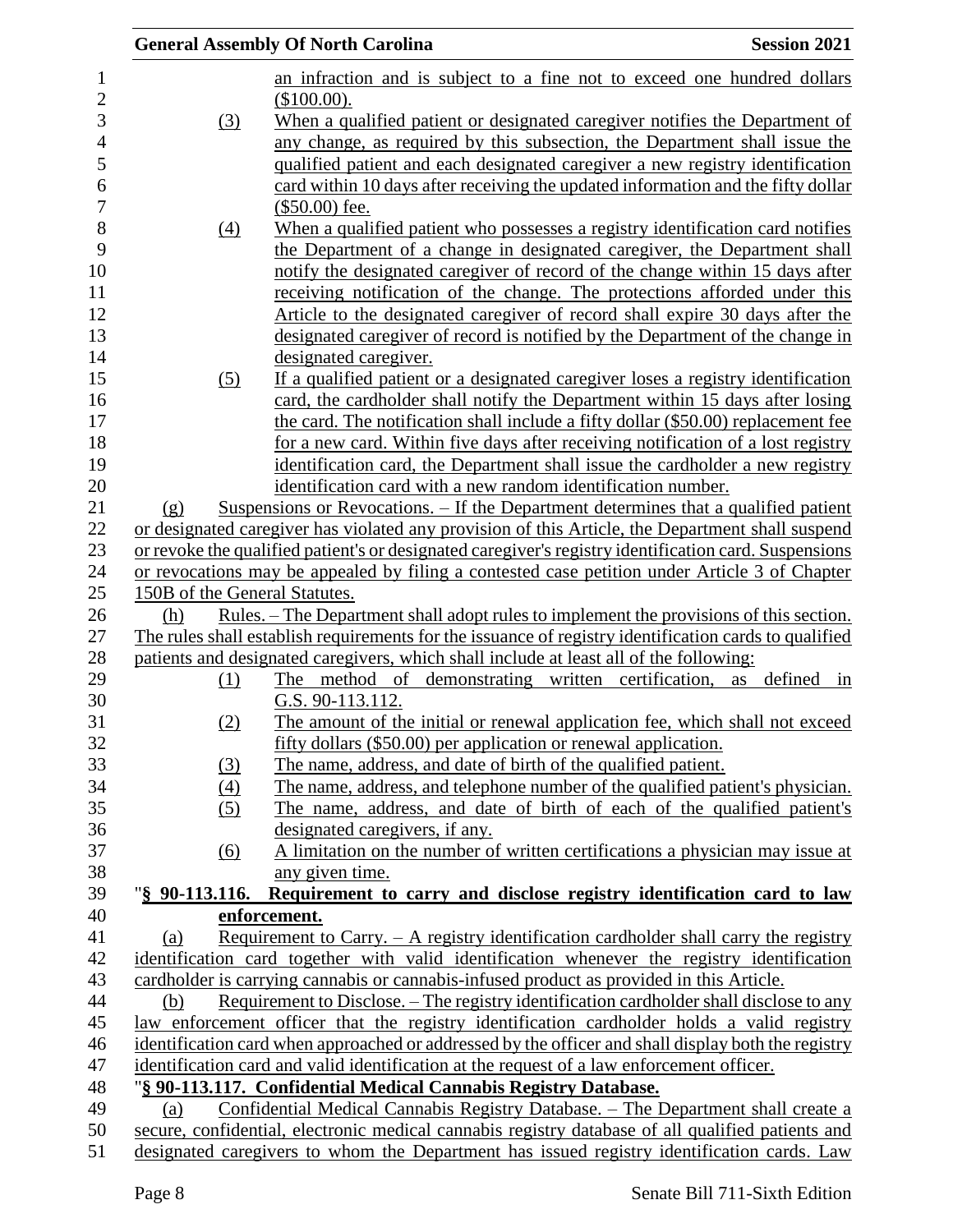an infraction and is subject to a fine not to exceed one hundred dollars ($100.00).

(3) When a qualified patient or designated caregiver notifies the Department of any change, as required by this subsection, the Department shall issue the qualified patient and each designated caregiver a new registry identification card within 10 days after receiving the updated information and the fifty dollar ($50.00) fee.

(4) When a qualified patient who possesses a registry identification card notifies the Department of a change in designated caregiver, the Department shall notify the designated caregiver of record of the change within 15 days after receiving notification of the change. The protections afforded under this Article to the designated caregiver of record shall expire 30 days after the designated caregiver of record is notified by the Department of the change in designated caregiver.

(5) If a qualified patient or a designated caregiver loses a registry identification card, the cardholder shall notify the Department within 15 days after losing the card. The notification shall include a fifty dollar ($50.00) replacement fee for a new card. Within five days after receiving notification of a lost registry identification card, the Department shall issue the cardholder a new registry identification card with a new random identification number.

(g) Suspensions or Revocations. – If the Department determines that a qualified patient or designated caregiver has violated any provision of this Article, the Department shall suspend or revoke the qualified patient's or designated caregiver's registry identification card. Suspensions or revocations may be appealed by filing a contested case petition under Article 3 of Chapter 150B of the General Statutes.

(h) Rules. – The Department shall adopt rules to implement the provisions of this section. The rules shall establish requirements for the issuance of registry identification cards to qualified patients and designated caregivers, which shall include at least all of the following:

(1) The method of demonstrating written certification, as defined in G.S. 90-113.112.

(2) The amount of the initial or renewal application fee, which shall not exceed fifty dollars ($50.00) per application or renewal application.

(3) The name, address, and date of birth of the qualified patient.

(4) The name, address, and telephone number of the qualified patient's physician.

(5) The name, address, and date of birth of each of the qualified patient's designated caregivers, if any.

(6) A limitation on the number of written certifications a physician may issue at any given time.

"**§ 90-113.116. Requirement to carry and disclose registry identification card to law enforcement.**

(a) Requirement to Carry. – A registry identification cardholder shall carry the registry identification card together with valid identification whenever the registry identification cardholder is carrying cannabis or cannabis-infused product as provided in this Article.

(b) Requirement to Disclose. – The registry identification cardholder shall disclose to any law enforcement officer that the registry identification cardholder holds a valid registry identification card when approached or addressed by the officer and shall display both the registry identification card and valid identification at the request of a law enforcement officer.

"**§ 90-113.117. Confidential Medical Cannabis Registry Database.**

(a) Confidential Medical Cannabis Registry Database. – The Department shall create a secure, confidential, electronic medical cannabis registry database of all qualified patients and designated caregivers to whom the Department has issued registry identification cards. Law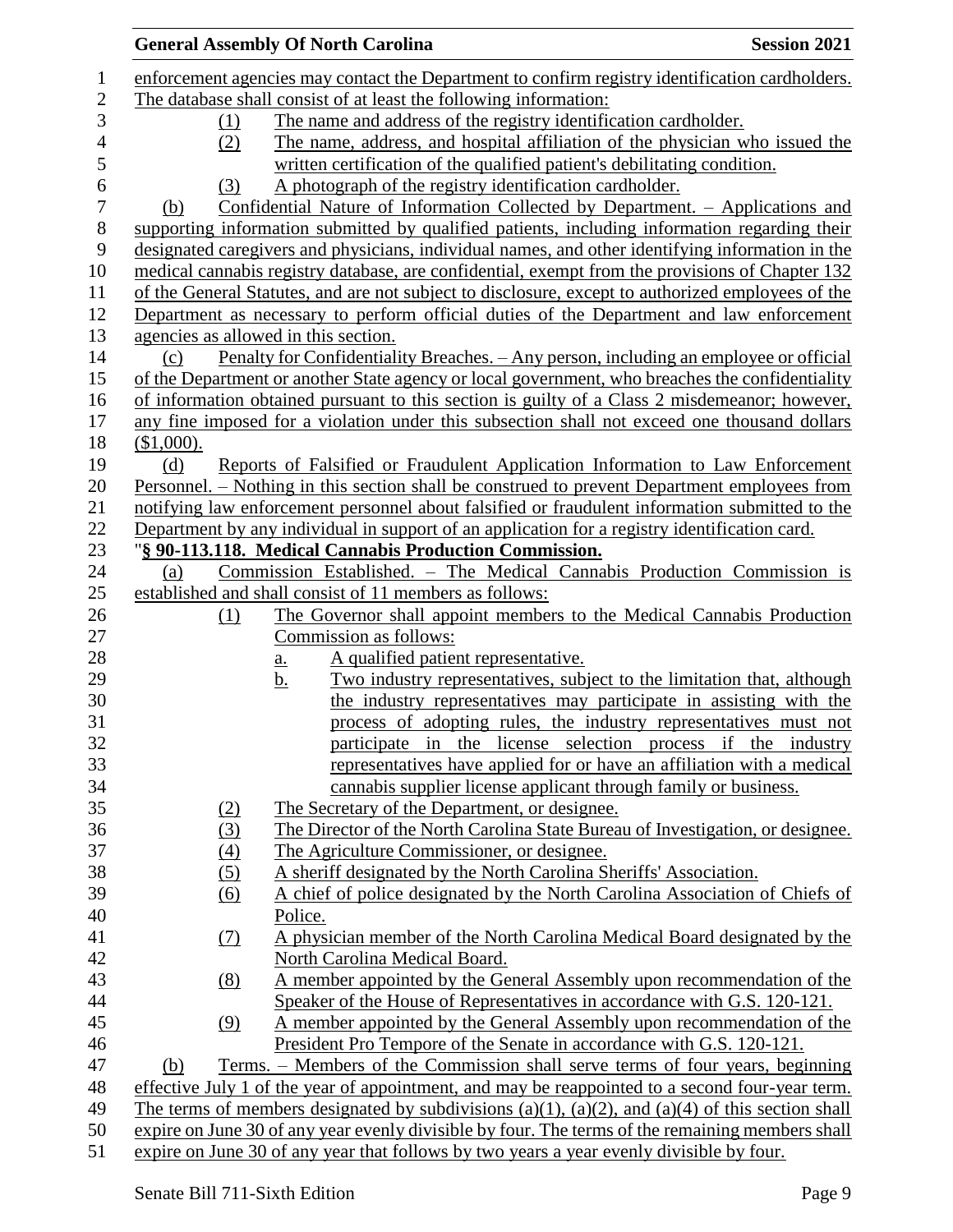enforcement agencies may contact the Department to confirm registry identification cardholders. The database shall consist of at least the following information:

(1) The name and address of the registry identification cardholder.

(2) The name, address, and hospital affiliation of the physician who issued the written certification of the qualified patient's debilitating condition.

(3) A photograph of the registry identification cardholder.

(b) Confidential Nature of Information Collected by Department. – Applications and supporting information submitted by qualified patients, including information regarding their designated caregivers and physicians, individual names, and other identifying information in the medical cannabis registry database, are confidential, exempt from the provisions of Chapter 132 of the General Statutes, and are not subject to disclosure, except to authorized employees of the Department as necessary to perform official duties of the Department and law enforcement agencies as allowed in this section.

(c) Penalty for Confidentiality Breaches. – Any person, including an employee or official of the Department or another State agency or local government, who breaches the confidentiality of information obtained pursuant to this section is guilty of a Class 2 misdemeanor; however, any fine imposed for a violation under this subsection shall not exceed one thousand dollars ($1,000).

(d) Reports of Falsified or Fraudulent Application Information to Law Enforcement Personnel. – Nothing in this section shall be construed to prevent Department employees from notifying law enforcement personnel about falsified or fraudulent information submitted to the Department by any individual in support of an application for a registry identification card.

"**§ 90-113.118. Medical Cannabis Production Commission.**

(a) Commission Established. – The Medical Cannabis Production Commission is established and shall consist of 11 members as follows:

(1) The Governor shall appoint members to the Medical Cannabis Production Commission as follows:

a. A qualified patient representative.

b. Two industry representatives, subject to the limitation that, although the industry representatives may participate in assisting with the process of adopting rules, the industry representatives must not participate in the license selection process if the industry representatives have applied for or have an affiliation with a medical cannabis supplier license applicant through family or business.

(2) The Secretary of the Department, or designee.

(3) The Director of the North Carolina State Bureau of Investigation, or designee.

(4) The Agriculture Commissioner, or designee.

(5) A sheriff designated by the North Carolina Sheriffs' Association.

(6) A chief of police designated by the North Carolina Association of Chiefs of Police.

(7) A physician member of the North Carolina Medical Board designated by the North Carolina Medical Board.

(8) A member appointed by the General Assembly upon recommendation of the Speaker of the House of Representatives in accordance with G.S. 120-121.

(9) A member appointed by the General Assembly upon recommendation of the President Pro Tempore of the Senate in accordance with G.S. 120-121.

(b) Terms. – Members of the Commission shall serve terms of four years, beginning effective July 1 of the year of appointment, and may be reappointed to a second four-year term. The terms of members designated by subdivisions (a)(1), (a)(2), and (a)(4) of this section shall expire on June 30 of any year evenly divisible by four. The terms of the remaining members shall expire on June 30 of any year that follows by two years a year evenly divisible by four.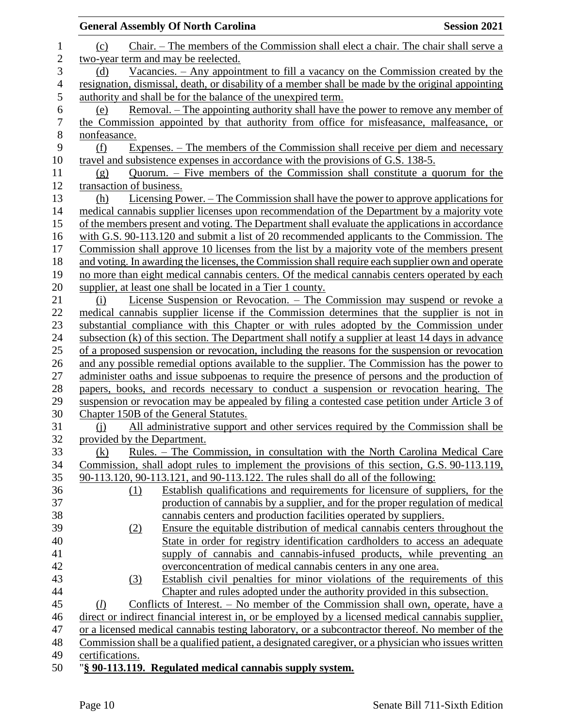(c) Chair. – The members of the Commission shall elect a chair. The chair shall serve a two-year term and may be reelected.

(d) Vacancies. – Any appointment to fill a vacancy on the Commission created by the resignation, dismissal, death, or disability of a member shall be made by the original appointing authority and shall be for the balance of the unexpired term.

(e) Removal. – The appointing authority shall have the power to remove any member of the Commission appointed by that authority from office for misfeasance, malfeasance, or nonfeasance.

(f) Expenses. – The members of the Commission shall receive per diem and necessary travel and subsistence expenses in accordance with the provisions of G.S. 138-5.

(g) Quorum. – Five members of the Commission shall constitute a quorum for the transaction of business.

(h) Licensing Power. – The Commission shall have the power to approve applications for medical cannabis supplier licenses upon recommendation of the Department by a majority vote of the members present and voting. The Department shall evaluate the applications in accordance with G.S. 90-113.120 and submit a list of 20 recommended applicants to the Commission. The Commission shall approve 10 licenses from the list by a majority vote of the members present and voting. In awarding the licenses, the Commission shall require each supplier own and operate no more than eight medical cannabis centers. Of the medical cannabis centers operated by each supplier, at least one shall be located in a Tier 1 county.

(i) License Suspension or Revocation. – The Commission may suspend or revoke a medical cannabis supplier license if the Commission determines that the supplier is not in substantial compliance with this Chapter or with rules adopted by the Commission under subsection (k) of this section. The Department shall notify a supplier at least 14 days in advance of a proposed suspension or revocation, including the reasons for the suspension or revocation and any possible remedial options available to the supplier. The Commission has the power to administer oaths and issue subpoenas to require the presence of persons and the production of papers, books, and records necessary to conduct a suspension or revocation hearing. The suspension or revocation may be appealed by filing a contested case petition under Article 3 of Chapter 150B of the General Statutes.

(j) All administrative support and other services required by the Commission shall be provided by the Department.

(k) Rules. – The Commission, in consultation with the North Carolina Medical Care Commission, shall adopt rules to implement the provisions of this section, G.S. 90-113.119, 90-113.120, 90-113.121, and 90-113.122. The rules shall do all of the following:

(1) Establish qualifications and requirements for licensure of suppliers, for the production of cannabis by a supplier, and for the proper regulation of medical cannabis centers and production facilities operated by suppliers.

(2) Ensure the equitable distribution of medical cannabis centers throughout the State in order for registry identification cardholders to access an adequate supply of cannabis and cannabis-infused products, while preventing an overconcentration of medical cannabis centers in any one area.

(3) Establish civil penalties for minor violations of the requirements of this Chapter and rules adopted under the authority provided in this subsection.

(*l*) Conflicts of Interest. – No member of the Commission shall own, operate, have a direct or indirect financial interest in, or be employed by a licensed medical cannabis supplier, or a licensed medical cannabis testing laboratory, or a subcontractor thereof. No member of the Commission shall be a qualified patient, a designated caregiver, or a physician who issues written certifications.

"**§ 90-113.119. Regulated medical cannabis supply system.**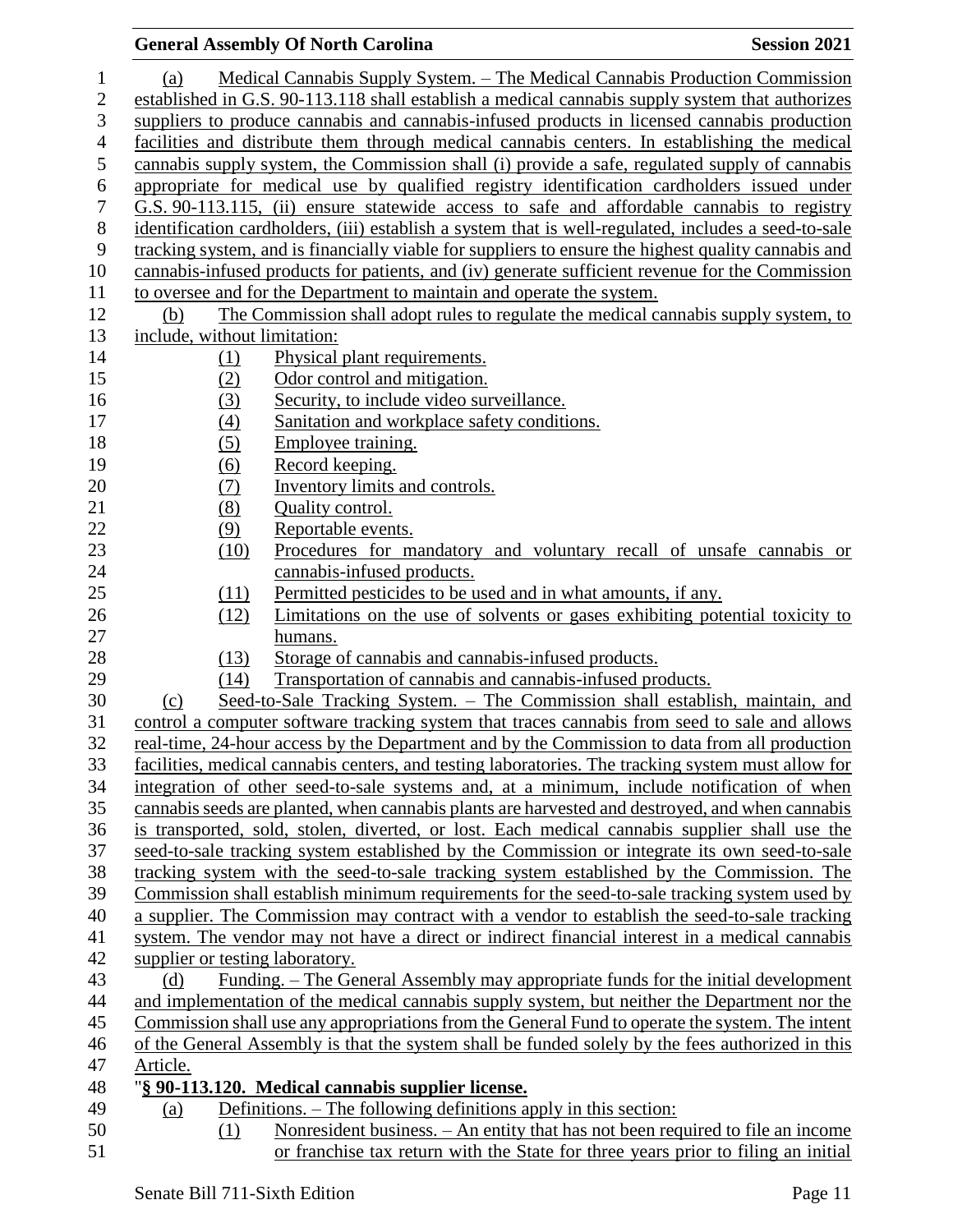(a) Medical Cannabis Supply System. – The Medical Cannabis Production Commission established in G.S. 90-113.118 shall establish a medical cannabis supply system that authorizes suppliers to produce cannabis and cannabis-infused products in licensed cannabis production facilities and distribute them through medical cannabis centers. In establishing the medical cannabis supply system, the Commission shall (i) provide a safe, regulated supply of cannabis appropriate for medical use by qualified registry identification cardholders issued under G.S. 90-113.115, (ii) ensure statewide access to safe and affordable cannabis to registry identification cardholders, (iii) establish a system that is well-regulated, includes a seed-to-sale tracking system, and is financially viable for suppliers to ensure the highest quality cannabis and cannabis-infused products for patients, and (iv) generate sufficient revenue for the Commission to oversee and for the Department to maintain and operate the system.

(b) The Commission shall adopt rules to regulate the medical cannabis supply system, to include, without limitation:

(1) Physical plant requirements.
(2) Odor control and mitigation.
(3) Security, to include video surveillance.
(4) Sanitation and workplace safety conditions.
(5) Employee training.
(6) Record keeping.
(7) Inventory limits and controls.
(8) Quality control.
(9) Reportable events.
(10) Procedures for mandatory and voluntary recall of unsafe cannabis or cannabis-infused products.
(11) Permitted pesticides to be used and in what amounts, if any.
(12) Limitations on the use of solvents or gases exhibiting potential toxicity to humans.
(13) Storage of cannabis and cannabis-infused products.
(14) Transportation of cannabis and cannabis-infused products.

(c) Seed-to-Sale Tracking System. – The Commission shall establish, maintain, and control a computer software tracking system that traces cannabis from seed to sale and allows real-time, 24-hour access by the Department and by the Commission to data from all production facilities, medical cannabis centers, and testing laboratories. The tracking system must allow for integration of other seed-to-sale systems and, at a minimum, include notification of when cannabis seeds are planted, when cannabis plants are harvested and destroyed, and when cannabis is transported, sold, stolen, diverted, or lost. Each medical cannabis supplier shall use the seed-to-sale tracking system established by the Commission or integrate its own seed-to-sale tracking system with the seed-to-sale tracking system established by the Commission. The Commission shall establish minimum requirements for the seed-to-sale tracking system used by a supplier. The Commission may contract with a vendor to establish the seed-to-sale tracking system. The vendor may not have a direct or indirect financial interest in a medical cannabis supplier or testing laboratory.

(d) Funding. – The General Assembly may appropriate funds for the initial development and implementation of the medical cannabis supply system, but neither the Department nor the Commission shall use any appropriations from the General Fund to operate the system. The intent of the General Assembly is that the system shall be funded solely by the fees authorized in this Article.

"**§ 90-113.120. Medical cannabis supplier license.**

(a) Definitions. – The following definitions apply in this section:

(1) Nonresident business. – An entity that has not been required to file an income or franchise tax return with the State for three years prior to filing an initial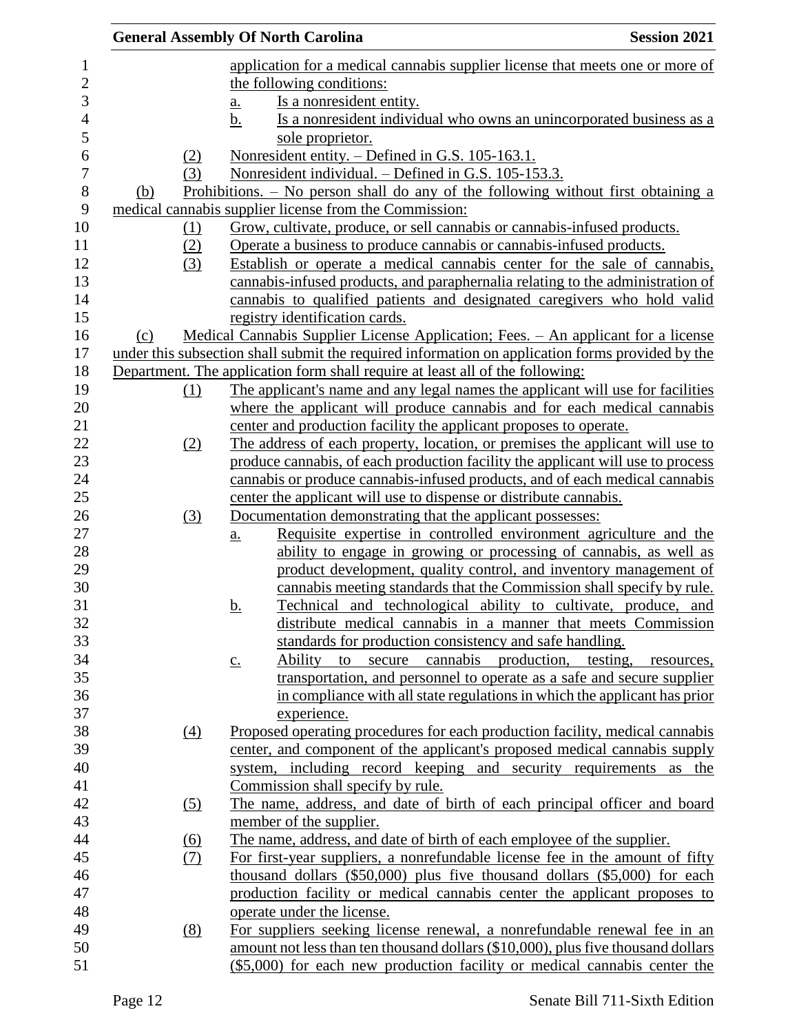application for a medical cannabis supplier license that meets one or more of the following conditions:

a. Is a nonresident entity.

b. Is a nonresident individual who owns an unincorporated business as a sole proprietor.

(2) Nonresident entity. – Defined in G.S. 105-163.1.

(3) Nonresident individual. – Defined in G.S. 105-153.3.

(b) Prohibitions. – No person shall do any of the following without first obtaining a medical cannabis supplier license from the Commission:

(1) Grow, cultivate, produce, or sell cannabis or cannabis-infused products.

(2) Operate a business to produce cannabis or cannabis-infused products.

(3) Establish or operate a medical cannabis center for the sale of cannabis, cannabis-infused products, and paraphernalia relating to the administration of cannabis to qualified patients and designated caregivers who hold valid registry identification cards.

(c) Medical Cannabis Supplier License Application; Fees. – An applicant for a license under this subsection shall submit the required information on application forms provided by the Department. The application form shall require at least all of the following:

(1) The applicant's name and any legal names the applicant will use for facilities where the applicant will produce cannabis and for each medical cannabis center and production facility the applicant proposes to operate.

(2) The address of each property, location, or premises the applicant will use to produce cannabis, of each production facility the applicant will use to process cannabis or produce cannabis-infused products, and of each medical cannabis center the applicant will use to dispense or distribute cannabis.

(3) Documentation demonstrating that the applicant possesses:

a. Requisite expertise in controlled environment agriculture and the ability to engage in growing or processing of cannabis, as well as product development, quality control, and inventory management of cannabis meeting standards that the Commission shall specify by rule.

b. Technical and technological ability to cultivate, produce, and distribute medical cannabis in a manner that meets Commission standards for production consistency and safe handling.

c. Ability to secure cannabis production, testing, resources, transportation, and personnel to operate as a safe and secure supplier in compliance with all state regulations in which the applicant has prior experience.

(4) Proposed operating procedures for each production facility, medical cannabis center, and component of the applicant's proposed medical cannabis supply system, including record keeping and security requirements as the Commission shall specify by rule.

(5) The name, address, and date of birth of each principal officer and board member of the supplier.

(6) The name, address, and date of birth of each employee of the supplier.

(7) For first-year suppliers, a nonrefundable license fee in the amount of fifty thousand dollars ($50,000) plus five thousand dollars ($5,000) for each production facility or medical cannabis center the applicant proposes to operate under the license.

(8) For suppliers seeking license renewal, a nonrefundable renewal fee in an amount not less than ten thousand dollars ($10,000), plus five thousand dollars ($5,000) for each new production facility or medical cannabis center the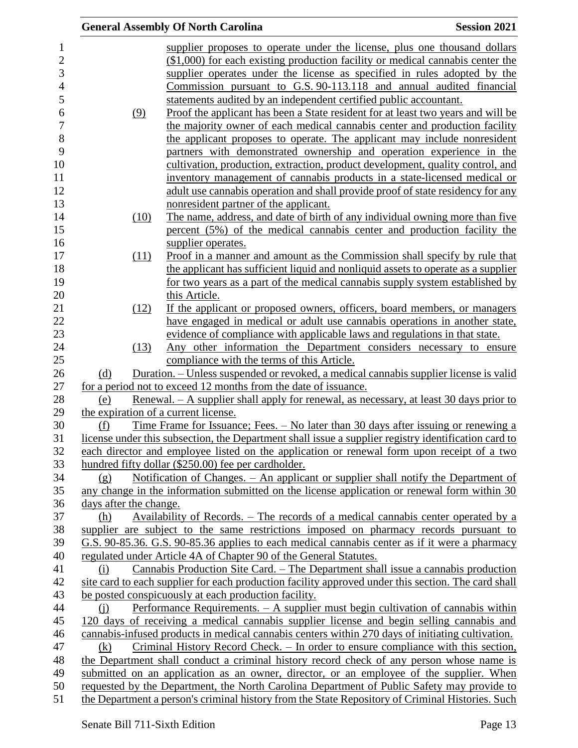supplier proposes to operate under the license, plus one thousand dollars ($1,000) for each existing production facility or medical cannabis center the supplier operates under the license as specified in rules adopted by the Commission pursuant to G.S. 90-113.118 and annual audited financial statements audited by an independent certified public accountant.

(9) Proof the applicant has been a State resident for at least two years and will be the majority owner of each medical cannabis center and production facility the applicant proposes to operate. The applicant may include nonresident partners with demonstrated ownership and operation experience in the cultivation, production, extraction, product development, quality control, and inventory management of cannabis products in a state-licensed medical or adult use cannabis operation and shall provide proof of state residency for any nonresident partner of the applicant.

(10) The name, address, and date of birth of any individual owning more than five percent (5%) of the medical cannabis center and production facility the supplier operates.

(11) Proof in a manner and amount as the Commission shall specify by rule that the applicant has sufficient liquid and nonliquid assets to operate as a supplier for two years as a part of the medical cannabis supply system established by this Article.

(12) If the applicant or proposed owners, officers, board members, or managers have engaged in medical or adult use cannabis operations in another state, evidence of compliance with applicable laws and regulations in that state.

(13) Any other information the Department considers necessary to ensure compliance with the terms of this Article.

(d) Duration. – Unless suspended or revoked, a medical cannabis supplier license is valid for a period not to exceed 12 months from the date of issuance.

(e) Renewal. – A supplier shall apply for renewal, as necessary, at least 30 days prior to the expiration of a current license.

(f) Time Frame for Issuance; Fees. – No later than 30 days after issuing or renewing a license under this subsection, the Department shall issue a supplier registry identification card to each director and employee listed on the application or renewal form upon receipt of a two hundred fifty dollar ($250.00) fee per cardholder.

(g) Notification of Changes. – An applicant or supplier shall notify the Department of any change in the information submitted on the license application or renewal form within 30 days after the change.

(h) Availability of Records. – The records of a medical cannabis center operated by a supplier are subject to the same restrictions imposed on pharmacy records pursuant to G.S. 90-85.36. G.S. 90-85.36 applies to each medical cannabis center as if it were a pharmacy regulated under Article 4A of Chapter 90 of the General Statutes.

(i) Cannabis Production Site Card. – The Department shall issue a cannabis production site card to each supplier for each production facility approved under this section. The card shall be posted conspicuously at each production facility.

(j) Performance Requirements. – A supplier must begin cultivation of cannabis within 120 days of receiving a medical cannabis supplier license and begin selling cannabis and cannabis-infused products in medical cannabis centers within 270 days of initiating cultivation.

(k) Criminal History Record Check. – In order to ensure compliance with this section, the Department shall conduct a criminal history record check of any person whose name is submitted on an application as an owner, director, or an employee of the supplier. When requested by the Department, the North Carolina Department of Public Safety may provide to the Department a person's criminal history from the State Repository of Criminal Histories. Such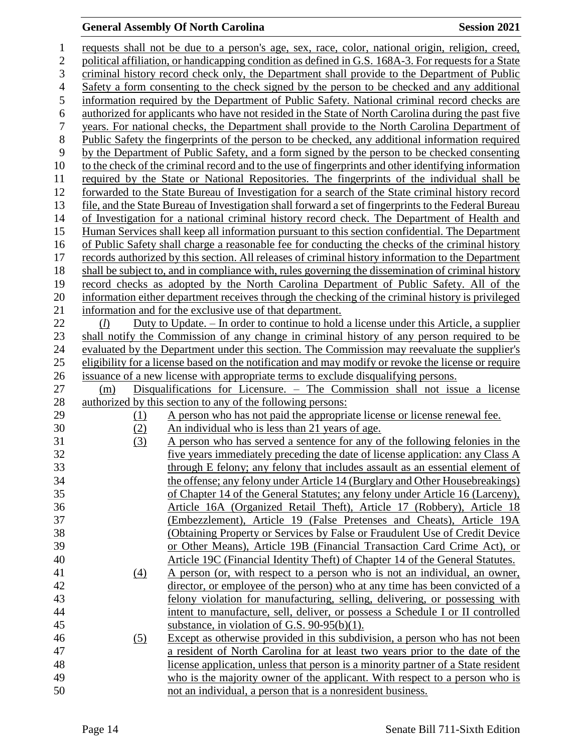requests shall not be due to a person's age, sex, race, color, national origin, religion, creed, political affiliation, or handicapping condition as defined in G.S. 168A-3. For requests for a State criminal history record check only, the Department shall provide to the Department of Public Safety a form consenting to the check signed by the person to be checked and any additional information required by the Department of Public Safety. National criminal record checks are authorized for applicants who have not resided in the State of North Carolina during the past five years. For national checks, the Department shall provide to the North Carolina Department of Public Safety the fingerprints of the person to be checked, any additional information required by the Department of Public Safety, and a form signed by the person to be checked consenting to the check of the criminal record and to the use of fingerprints and other identifying information required by the State or National Repositories. The fingerprints of the individual shall be forwarded to the State Bureau of Investigation for a search of the State criminal history record file, and the State Bureau of Investigation shall forward a set of fingerprints to the Federal Bureau of Investigation for a national criminal history record check. The Department of Health and Human Services shall keep all information pursuant to this section confidential. The Department of Public Safety shall charge a reasonable fee for conducting the checks of the criminal history records authorized by this section. All releases of criminal history information to the Department shall be subject to, and in compliance with, rules governing the dissemination of criminal history record checks as adopted by the North Carolina Department of Public Safety. All of the information either department receives through the checking of the criminal history is privileged information and for the exclusive use of that department.

(*l*) Duty to Update. – In order to continue to hold a license under this Article, a supplier shall notify the Commission of any change in criminal history of any person required to be evaluated by the Department under this section. The Commission may reevaluate the supplier's eligibility for a license based on the notification and may modify or revoke the license or require issuance of a new license with appropriate terms to exclude disqualifying persons.

(m) Disqualifications for Licensure. – The Commission shall not issue a license authorized by this section to any of the following persons:

(1) A person who has not paid the appropriate license or license renewal fee.

(2) An individual who is less than 21 years of age.

(3) A person who has served a sentence for any of the following felonies in the five years immediately preceding the date of license application: any Class A through E felony; any felony that includes assault as an essential element of the offense; any felony under Article 14 (Burglary and Other Housebreakings) of Chapter 14 of the General Statutes; any felony under Article 16 (Larceny), Article 16A (Organized Retail Theft), Article 17 (Robbery), Article 18 (Embezzlement), Article 19 (False Pretenses and Cheats), Article 19A (Obtaining Property or Services by False or Fraudulent Use of Credit Device or Other Means), Article 19B (Financial Transaction Card Crime Act), or Article 19C (Financial Identity Theft) of Chapter 14 of the General Statutes.

(4) A person (or, with respect to a person who is not an individual, an owner, director, or employee of the person) who at any time has been convicted of a felony violation for manufacturing, selling, delivering, or possessing with intent to manufacture, sell, deliver, or possess a Schedule I or II controlled substance, in violation of G.S. 90-95(b)(1).

(5) Except as otherwise provided in this subdivision, a person who has not been a resident of North Carolina for at least two years prior to the date of the license application, unless that person is a minority partner of a State resident who is the majority owner of the applicant. With respect to a person who is not an individual, a person that is a nonresident business.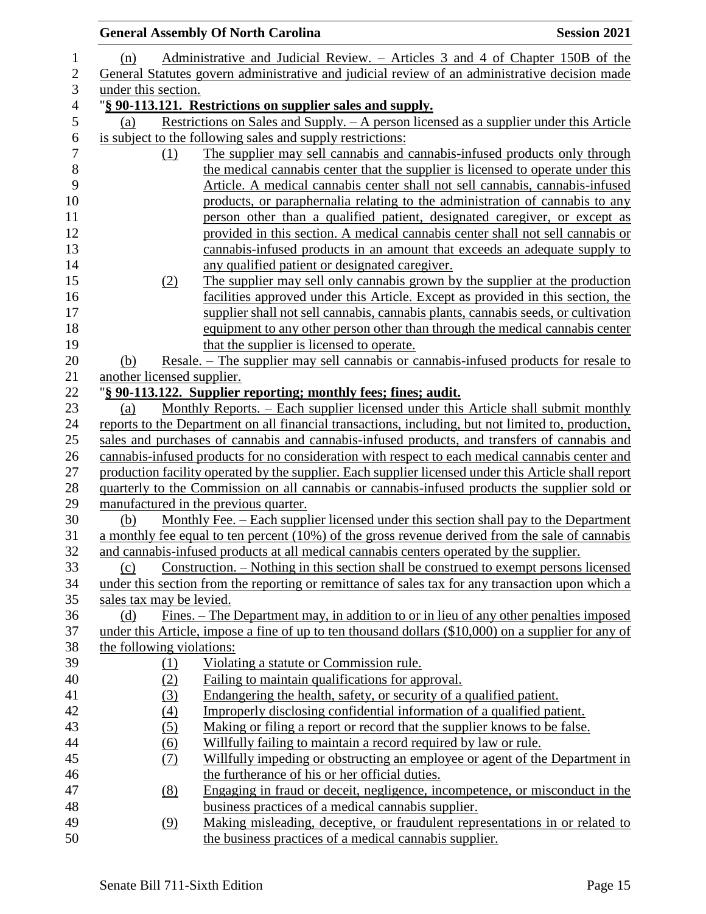(n) Administrative and Judicial Review. – Articles 3 and 4 of Chapter 150B of the General Statutes govern administrative and judicial review of an administrative decision made under this section.

"**§ 90-113.121. Restrictions on supplier sales and supply.**

(a) Restrictions on Sales and Supply. – A person licensed as a supplier under this Article is subject to the following sales and supply restrictions:

(1) The supplier may sell cannabis and cannabis-infused products only through the medical cannabis center that the supplier is licensed to operate under this Article. A medical cannabis center shall not sell cannabis, cannabis-infused products, or paraphernalia relating to the administration of cannabis to any person other than a qualified patient, designated caregiver, or except as provided in this section. A medical cannabis center shall not sell cannabis or cannabis-infused products in an amount that exceeds an adequate supply to any qualified patient or designated caregiver.

(2) The supplier may sell only cannabis grown by the supplier at the production facilities approved under this Article. Except as provided in this section, the supplier shall not sell cannabis, cannabis plants, cannabis seeds, or cultivation equipment to any other person other than through the medical cannabis center that the supplier is licensed to operate.

(b) Resale. – The supplier may sell cannabis or cannabis-infused products for resale to another licensed supplier.

"**§ 90-113.122. Supplier reporting; monthly fees; fines; audit.**

(a) Monthly Reports. – Each supplier licensed under this Article shall submit monthly reports to the Department on all financial transactions, including, but not limited to, production, sales and purchases of cannabis and cannabis-infused products, and transfers of cannabis and cannabis-infused products for no consideration with respect to each medical cannabis center and production facility operated by the supplier. Each supplier licensed under this Article shall report quarterly to the Commission on all cannabis or cannabis-infused products the supplier sold or manufactured in the previous quarter.

(b) Monthly Fee. – Each supplier licensed under this section shall pay to the Department a monthly fee equal to ten percent (10%) of the gross revenue derived from the sale of cannabis and cannabis-infused products at all medical cannabis centers operated by the supplier.

(c) Construction. – Nothing in this section shall be construed to exempt persons licensed under this section from the reporting or remittance of sales tax for any transaction upon which a sales tax may be levied.

(d) Fines. – The Department may, in addition to or in lieu of any other penalties imposed under this Article, impose a fine of up to ten thousand dollars ($10,000) on a supplier for any of the following violations:

(1) Violating a statute or Commission rule.

(2) Failing to maintain qualifications for approval.

(3) Endangering the health, safety, or security of a qualified patient.

(4) Improperly disclosing confidential information of a qualified patient.

(5) Making or filing a report or record that the supplier knows to be false.

(6) Willfully failing to maintain a record required by law or rule.

(7) Willfully impeding or obstructing an employee or agent of the Department in the furtherance of his or her official duties.

(8) Engaging in fraud or deceit, negligence, incompetence, or misconduct in the business practices of a medical cannabis supplier.

(9) Making misleading, deceptive, or fraudulent representations in or related to the business practices of a medical cannabis supplier.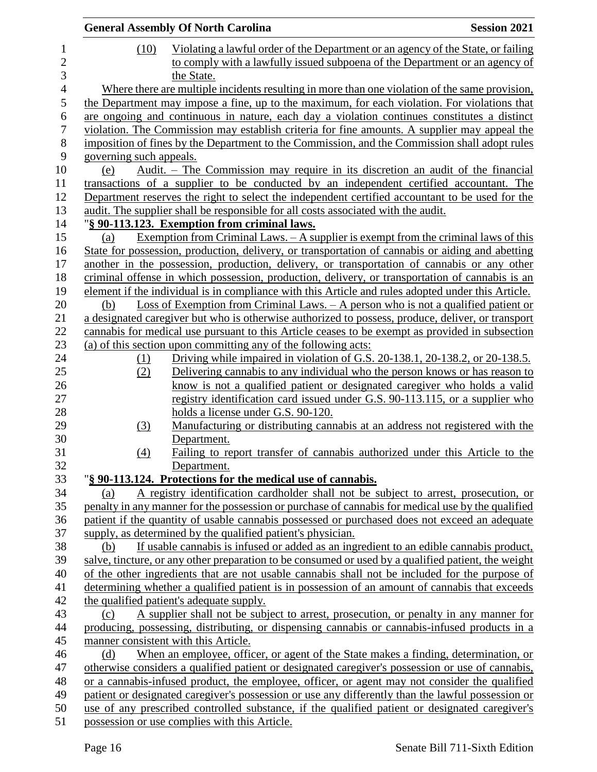(10) Violating a lawful order of the Department or an agency of the State, or failing to comply with a lawfully issued subpoena of the Department or an agency of the State.

Where there are multiple incidents resulting in more than one violation of the same provision, the Department may impose a fine, up to the maximum, for each violation. For violations that are ongoing and continuous in nature, each day a violation continues constitutes a distinct violation. The Commission may establish criteria for fine amounts. A supplier may appeal the imposition of fines by the Department to the Commission, and the Commission shall adopt rules governing such appeals.

(e) Audit. – The Commission may require in its discretion an audit of the financial transactions of a supplier to be conducted by an independent certified accountant. The Department reserves the right to select the independent certified accountant to be used for the audit. The supplier shall be responsible for all costs associated with the audit.

"**§ 90-113.123. Exemption from criminal laws.**

(a) Exemption from Criminal Laws. – A supplier is exempt from the criminal laws of this State for possession, production, delivery, or transportation of cannabis or aiding and abetting another in the possession, production, delivery, or transportation of cannabis or any other criminal offense in which possession, production, delivery, or transportation of cannabis is an element if the individual is in compliance with this Article and rules adopted under this Article.

(b) Loss of Exemption from Criminal Laws. – A person who is not a qualified patient or a designated caregiver but who is otherwise authorized to possess, produce, deliver, or transport cannabis for medical use pursuant to this Article ceases to be exempt as provided in subsection (a) of this section upon committing any of the following acts:

(1) Driving while impaired in violation of G.S. 20-138.1, 20-138.2, or 20-138.5.
(2) Delivering cannabis to any individual who the person knows or has reason to know is not a qualified patient or designated caregiver who holds a valid registry identification card issued under G.S. 90-113.115, or a supplier who holds a license under G.S. 90-120.
(3) Manufacturing or distributing cannabis at an address not registered with the Department.
(4) Failing to report transfer of cannabis authorized under this Article to the Department.

"**§ 90-113.124. Protections for the medical use of cannabis.**

(a) A registry identification cardholder shall not be subject to arrest, prosecution, or penalty in any manner for the possession or purchase of cannabis for medical use by the qualified patient if the quantity of usable cannabis possessed or purchased does not exceed an adequate supply, as determined by the qualified patient's physician.

(b) If usable cannabis is infused or added as an ingredient to an edible cannabis product, salve, tincture, or any other preparation to be consumed or used by a qualified patient, the weight of the other ingredients that are not usable cannabis shall not be included for the purpose of determining whether a qualified patient is in possession of an amount of cannabis that exceeds the qualified patient's adequate supply.

(c) A supplier shall not be subject to arrest, prosecution, or penalty in any manner for producing, possessing, distributing, or dispensing cannabis or cannabis-infused products in a manner consistent with this Article.

(d) When an employee, officer, or agent of the State makes a finding, determination, or otherwise considers a qualified patient or designated caregiver's possession or use of cannabis, or a cannabis-infused product, the employee, officer, or agent may not consider the qualified patient or designated caregiver's possession or use any differently than the lawful possession or use of any prescribed controlled substance, if the qualified patient or designated caregiver's possession or use complies with this Article.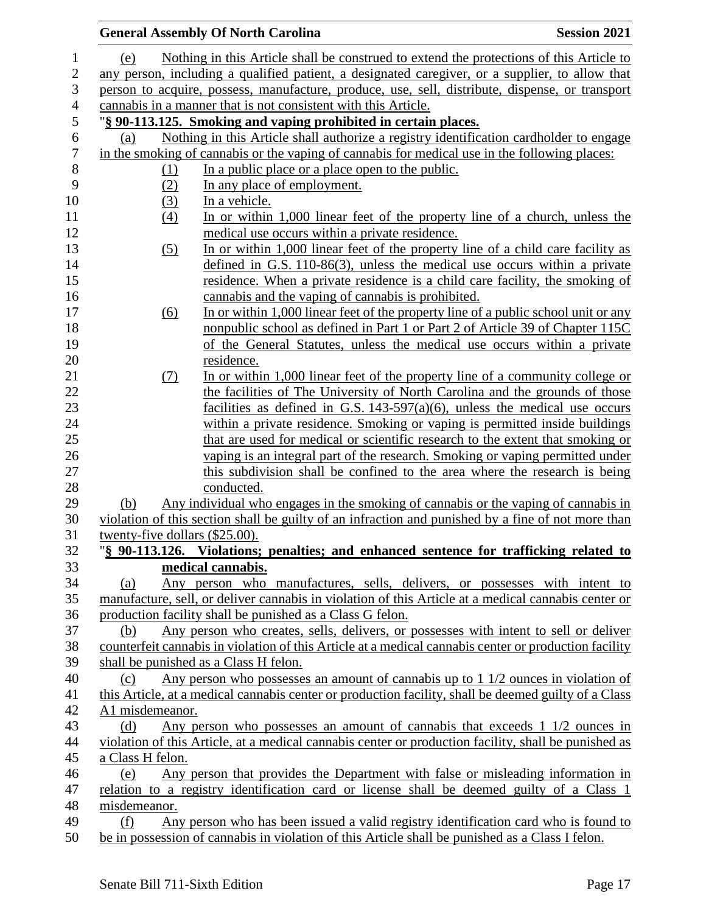(e) Nothing in this Article shall be construed to extend the protections of this Article to any person, including a qualified patient, a designated caregiver, or a supplier, to allow that person to acquire, possess, manufacture, produce, use, sell, distribute, dispense, or transport cannabis in a manner that is not consistent with this Article.

"**§ 90-113.125. Smoking and vaping prohibited in certain places.**

(a) Nothing in this Article shall authorize a registry identification cardholder to engage in the smoking of cannabis or the vaping of cannabis for medical use in the following places:

(1) In a public place or a place open to the public.

(2) In any place of employment.

(3) In a vehicle.

(4) In or within 1,000 linear feet of the property line of a church, unless the medical use occurs within a private residence.

(5) In or within 1,000 linear feet of the property line of a child care facility as defined in G.S. 110-86(3), unless the medical use occurs within a private residence. When a private residence is a child care facility, the smoking of cannabis and the vaping of cannabis is prohibited.

(6) In or within 1,000 linear feet of the property line of a public school unit or any nonpublic school as defined in Part 1 or Part 2 of Article 39 of Chapter 115C of the General Statutes, unless the medical use occurs within a private residence.

(7) In or within 1,000 linear feet of the property line of a community college or the facilities of The University of North Carolina and the grounds of those facilities as defined in G.S. 143-597(a)(6), unless the medical use occurs within a private residence. Smoking or vaping is permitted inside buildings that are used for medical or scientific research to the extent that smoking or vaping is an integral part of the research. Smoking or vaping permitted under this subdivision shall be confined to the area where the research is being conducted.

(b) Any individual who engages in the smoking of cannabis or the vaping of cannabis in violation of this section shall be guilty of an infraction and punished by a fine of not more than twenty-five dollars ($25.00).

"**§ 90-113.126. Violations; penalties; and enhanced sentence for trafficking related to medical cannabis.**

(a) Any person who manufactures, sells, delivers, or possesses with intent to manufacture, sell, or deliver cannabis in violation of this Article at a medical cannabis center or production facility shall be punished as a Class G felon.

(b) Any person who creates, sells, delivers, or possesses with intent to sell or deliver counterfeit cannabis in violation of this Article at a medical cannabis center or production facility shall be punished as a Class H felon.

(c) Any person who possesses an amount of cannabis up to 1 1/2 ounces in violation of this Article, at a medical cannabis center or production facility, shall be deemed guilty of a Class A1 misdemeanor.

(d) Any person who possesses an amount of cannabis that exceeds 1 1/2 ounces in violation of this Article, at a medical cannabis center or production facility, shall be punished as a Class H felon.

(e) Any person that provides the Department with false or misleading information in relation to a registry identification card or license shall be deemed guilty of a Class 1 misdemeanor.

(f) Any person who has been issued a valid registry identification card who is found to be in possession of cannabis in violation of this Article shall be punished as a Class I felon.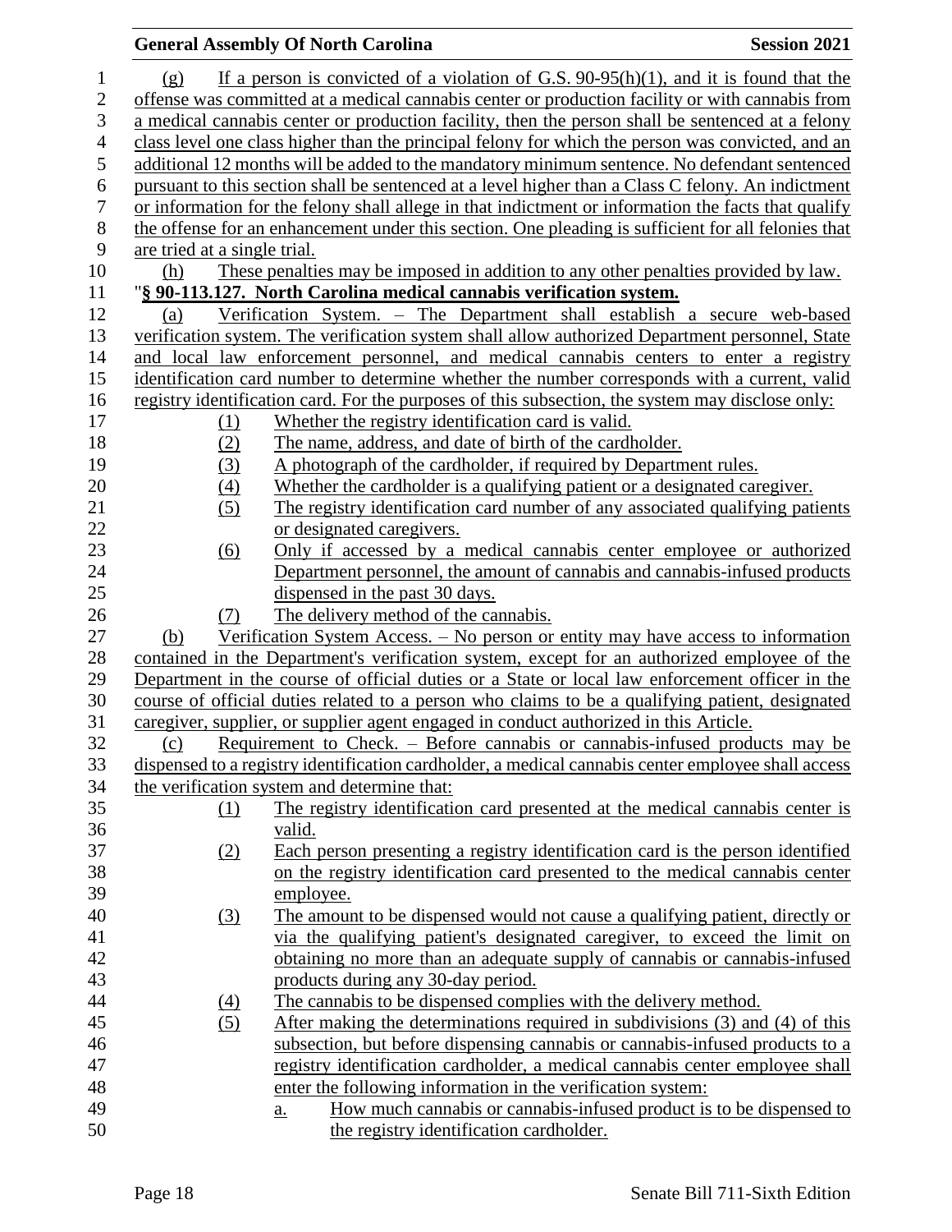(g) If a person is convicted of a violation of G.S. 90-95(h)(1), and it is found that the offense was committed at a medical cannabis center or production facility or with cannabis from a medical cannabis center or production facility, then the person shall be sentenced at a felony class level one class higher than the principal felony for which the person was convicted, and an additional 12 months will be added to the mandatory minimum sentence. No defendant sentenced pursuant to this section shall be sentenced at a level higher than a Class C felony. An indictment or information for the felony shall allege in that indictment or information the facts that qualify the offense for an enhancement under this section. One pleading is sufficient for all felonies that are tried at a single trial.

(h) These penalties may be imposed in addition to any other penalties provided by law.

"**§ 90-113.127. North Carolina medical cannabis verification system.**

(a) Verification System. – The Department shall establish a secure web-based verification system. The verification system shall allow authorized Department personnel, State and local law enforcement personnel, and medical cannabis centers to enter a registry identification card number to determine whether the number corresponds with a current, valid registry identification card. For the purposes of this subsection, the system may disclose only:

(1) Whether the registry identification card is valid.
(2) The name, address, and date of birth of the cardholder.
(3) A photograph of the cardholder, if required by Department rules.
(4) Whether the cardholder is a qualifying patient or a designated caregiver.
(5) The registry identification card number of any associated qualifying patients or designated caregivers.
(6) Only if accessed by a medical cannabis center employee or authorized Department personnel, the amount of cannabis and cannabis-infused products dispensed in the past 30 days.
(7) The delivery method of the cannabis.

(b) Verification System Access. – No person or entity may have access to information contained in the Department's verification system, except for an authorized employee of the Department in the course of official duties or a State or local law enforcement officer in the course of official duties related to a person who claims to be a qualifying patient, designated caregiver, supplier, or supplier agent engaged in conduct authorized in this Article.

(c) Requirement to Check. – Before cannabis or cannabis-infused products may be dispensed to a registry identification cardholder, a medical cannabis center employee shall access the verification system and determine that:

(1) The registry identification card presented at the medical cannabis center is valid.
(2) Each person presenting a registry identification card is the person identified on the registry identification card presented to the medical cannabis center employee.
(3) The amount to be dispensed would not cause a qualifying patient, directly or via the qualifying patient's designated caregiver, to exceed the limit on obtaining no more than an adequate supply of cannabis or cannabis-infused products during any 30-day period.
(4) The cannabis to be dispensed complies with the delivery method.
(5) After making the determinations required in subdivisions (3) and (4) of this subsection, but before dispensing cannabis or cannabis-infused products to a registry identification cardholder, a medical cannabis center employee shall enter the following information in the verification system:
    a. How much cannabis or cannabis-infused product is to be dispensed to the registry identification cardholder.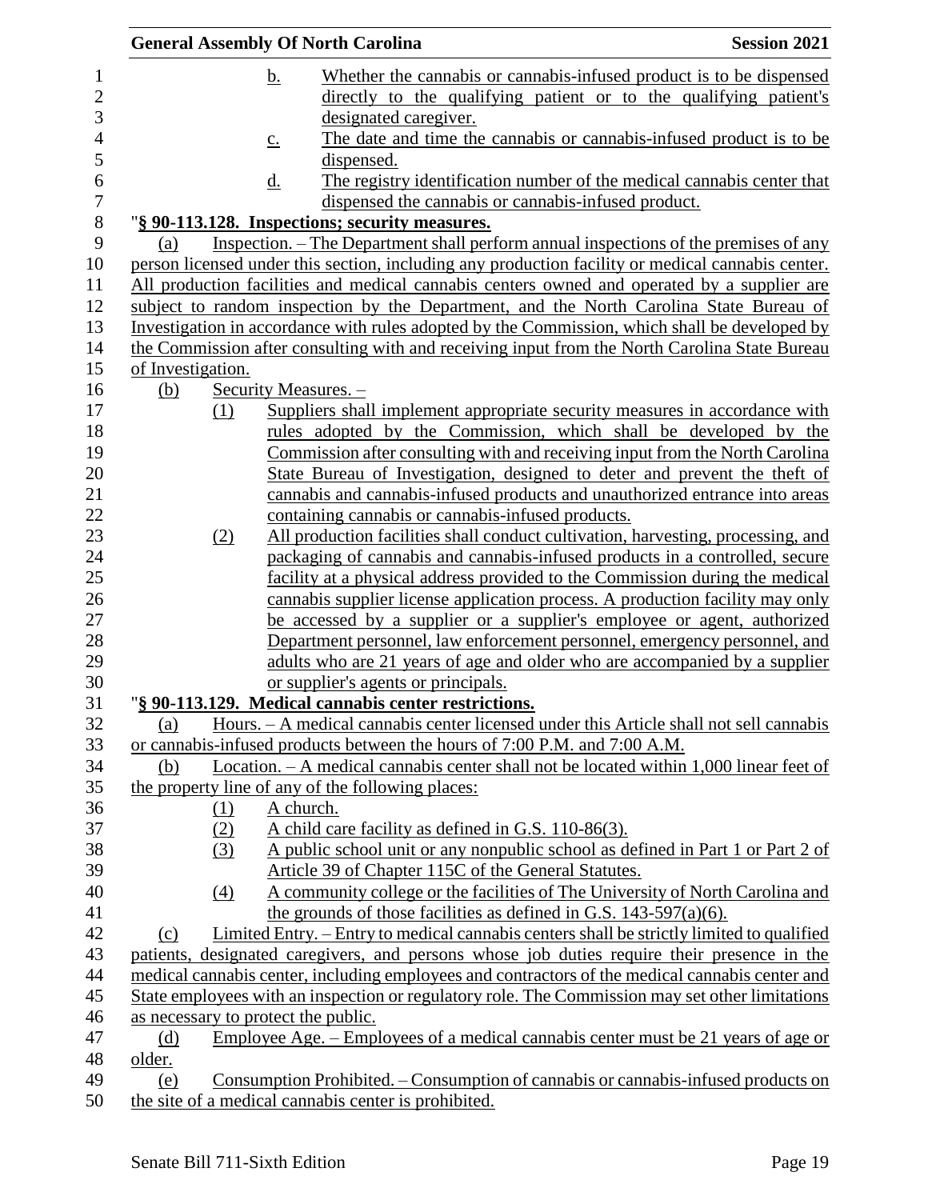b. Whether the cannabis or cannabis-infused product is to be dispensed directly to the qualifying patient or to the qualifying patient's designated caregiver.

c. The date and time the cannabis or cannabis-infused product is to be dispensed.

d. The registry identification number of the medical cannabis center that dispensed the cannabis or cannabis-infused product.

"**§ 90-113.128. Inspections; security measures.**

(a) Inspection. – The Department shall perform annual inspections of the premises of any person licensed under this section, including any production facility or medical cannabis center. All production facilities and medical cannabis centers owned and operated by a supplier are subject to random inspection by the Department, and the North Carolina State Bureau of Investigation in accordance with rules adopted by the Commission, which shall be developed by the Commission after consulting with and receiving input from the North Carolina State Bureau of Investigation.

(b) Security Measures. –

(1) Suppliers shall implement appropriate security measures in accordance with rules adopted by the Commission, which shall be developed by the Commission after consulting with and receiving input from the North Carolina State Bureau of Investigation, designed to deter and prevent the theft of cannabis and cannabis-infused products and unauthorized entrance into areas containing cannabis or cannabis-infused products.

(2) All production facilities shall conduct cultivation, harvesting, processing, and packaging of cannabis and cannabis-infused products in a controlled, secure facility at a physical address provided to the Commission during the medical cannabis supplier license application process. A production facility may only be accessed by a supplier or a supplier's employee or agent, authorized Department personnel, law enforcement personnel, emergency personnel, and adults who are 21 years of age and older who are accompanied by a supplier or supplier's agents or principals.

"**§ 90-113.129. Medical cannabis center restrictions.**

(a) Hours. – A medical cannabis center licensed under this Article shall not sell cannabis or cannabis-infused products between the hours of 7:00 P.M. and 7:00 A.M.

(b) Location. – A medical cannabis center shall not be located within 1,000 linear feet of the property line of any of the following places:

(1) A church.

(2) A child care facility as defined in G.S. 110-86(3).

(3) A public school unit or any nonpublic school as defined in Part 1 or Part 2 of Article 39 of Chapter 115C of the General Statutes.

(4) A community college or the facilities of The University of North Carolina and the grounds of those facilities as defined in G.S. 143-597(a)(6).

(c) Limited Entry. – Entry to medical cannabis centers shall be strictly limited to qualified patients, designated caregivers, and persons whose job duties require their presence in the medical cannabis center, including employees and contractors of the medical cannabis center and State employees with an inspection or regulatory role. The Commission may set other limitations as necessary to protect the public.

(d) Employee Age. – Employees of a medical cannabis center must be 21 years of age or older.

(e) Consumption Prohibited. – Consumption of cannabis or cannabis-infused products on the site of a medical cannabis center is prohibited.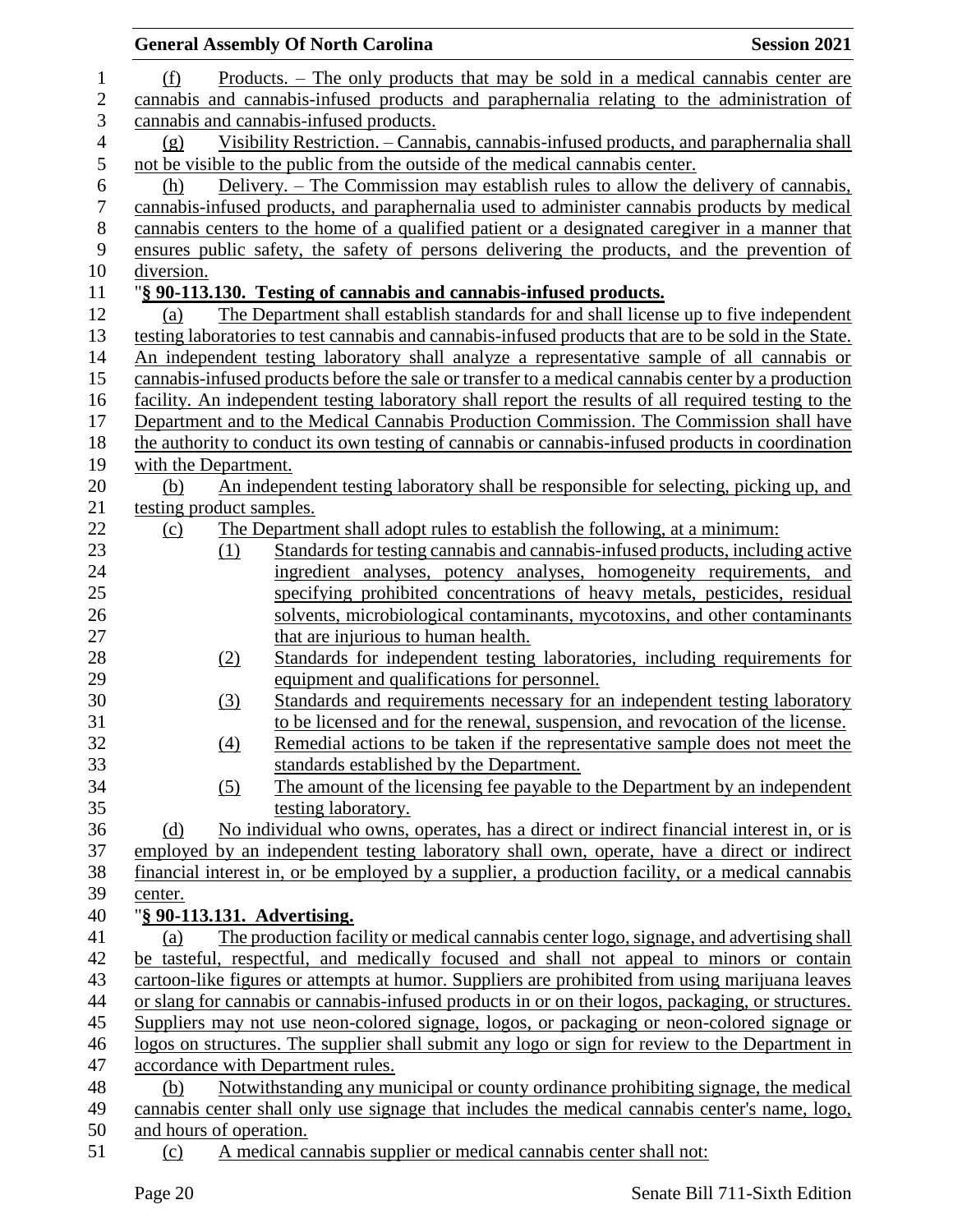(f) Products. – The only products that may be sold in a medical cannabis center are cannabis and cannabis-infused products and paraphernalia relating to the administration of cannabis and cannabis-infused products.

(g) Visibility Restriction. – Cannabis, cannabis-infused products, and paraphernalia shall not be visible to the public from the outside of the medical cannabis center.

(h) Delivery. – The Commission may establish rules to allow the delivery of cannabis, cannabis-infused products, and paraphernalia used to administer cannabis products by medical cannabis centers to the home of a qualified patient or a designated caregiver in a manner that ensures public safety, the safety of persons delivering the products, and the prevention of diversion.

"**§ 90-113.130. Testing of cannabis and cannabis-infused products.**

(a) The Department shall establish standards for and shall license up to five independent testing laboratories to test cannabis and cannabis-infused products that are to be sold in the State. An independent testing laboratory shall analyze a representative sample of all cannabis or cannabis-infused products before the sale or transfer to a medical cannabis center by a production facility. An independent testing laboratory shall report the results of all required testing to the Department and to the Medical Cannabis Production Commission. The Commission shall have the authority to conduct its own testing of cannabis or cannabis-infused products in coordination with the Department.

(b) An independent testing laboratory shall be responsible for selecting, picking up, and testing product samples.

(c) The Department shall adopt rules to establish the following, at a minimum:

(1) Standards for testing cannabis and cannabis-infused products, including active ingredient analyses, potency analyses, homogeneity requirements, and specifying prohibited concentrations of heavy metals, pesticides, residual solvents, microbiological contaminants, mycotoxins, and other contaminants that are injurious to human health.

(2) Standards for independent testing laboratories, including requirements for equipment and qualifications for personnel.

(3) Standards and requirements necessary for an independent testing laboratory to be licensed and for the renewal, suspension, and revocation of the license.

(4) Remedial actions to be taken if the representative sample does not meet the standards established by the Department.

(5) The amount of the licensing fee payable to the Department by an independent testing laboratory.

(d) No individual who owns, operates, has a direct or indirect financial interest in, or is employed by an independent testing laboratory shall own, operate, have a direct or indirect financial interest in, or be employed by a supplier, a production facility, or a medical cannabis center.

"**§ 90-113.131. Advertising.**

(a) The production facility or medical cannabis center logo, signage, and advertising shall be tasteful, respectful, and medically focused and shall not appeal to minors or contain cartoon-like figures or attempts at humor. Suppliers are prohibited from using marijuana leaves or slang for cannabis or cannabis-infused products in or on their logos, packaging, or structures. Suppliers may not use neon-colored signage, logos, or packaging or neon-colored signage or logos on structures. The supplier shall submit any logo or sign for review to the Department in accordance with Department rules.

(b) Notwithstanding any municipal or county ordinance prohibiting signage, the medical cannabis center shall only use signage that includes the medical cannabis center's name, logo, and hours of operation.

(c) A medical cannabis supplier or medical cannabis center shall not: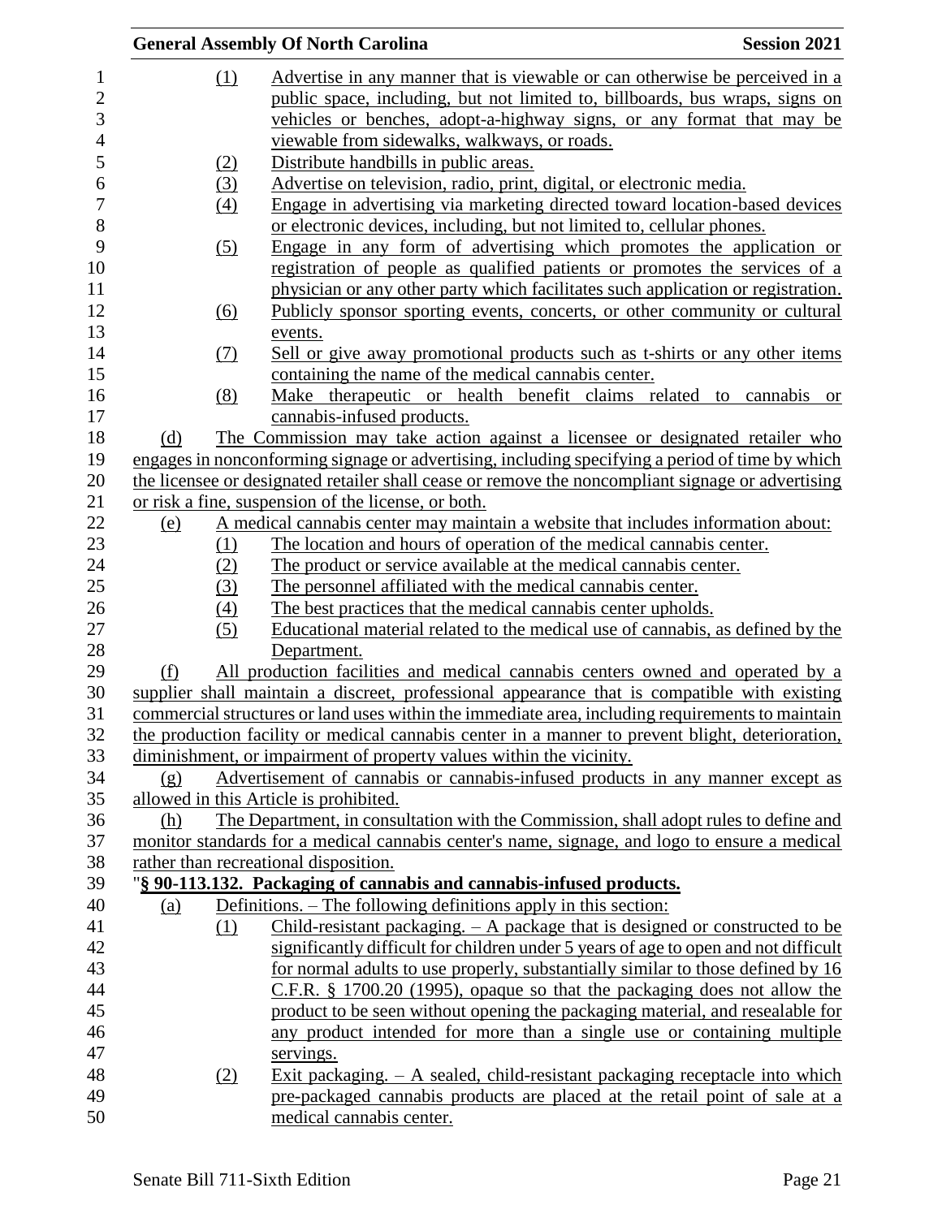(1) Advertise in any manner that is viewable or can otherwise be perceived in a public space, including, but not limited to, billboards, bus wraps, signs on vehicles or benches, adopt-a-highway signs, or any format that may be viewable from sidewalks, walkways, or roads.

(2) Distribute handbills in public areas.

(3) Advertise on television, radio, print, digital, or electronic media.

(4) Engage in advertising via marketing directed toward location-based devices or electronic devices, including, but not limited to, cellular phones.

(5) Engage in any form of advertising which promotes the application or registration of people as qualified patients or promotes the services of a physician or any other party which facilitates such application or registration.

(6) Publicly sponsor sporting events, concerts, or other community or cultural events.

(7) Sell or give away promotional products such as t-shirts or any other items containing the name of the medical cannabis center.

(8) Make therapeutic or health benefit claims related to cannabis or cannabis-infused products.

(d) The Commission may take action against a licensee or designated retailer who engages in nonconforming signage or advertising, including specifying a period of time by which the licensee or designated retailer shall cease or remove the noncompliant signage or advertising or risk a fine, suspension of the license, or both.

(e) A medical cannabis center may maintain a website that includes information about:

(1) The location and hours of operation of the medical cannabis center.

(2) The product or service available at the medical cannabis center.

(3) The personnel affiliated with the medical cannabis center.

(4) The best practices that the medical cannabis center upholds.

(5) Educational material related to the medical use of cannabis, as defined by the Department.

(f) All production facilities and medical cannabis centers owned and operated by a supplier shall maintain a discreet, professional appearance that is compatible with existing commercial structures or land uses within the immediate area, including requirements to maintain the production facility or medical cannabis center in a manner to prevent blight, deterioration, diminishment, or impairment of property values within the vicinity.

(g) Advertisement of cannabis or cannabis-infused products in any manner except as allowed in this Article is prohibited.

(h) The Department, in consultation with the Commission, shall adopt rules to define and monitor standards for a medical cannabis center's name, signage, and logo to ensure a medical rather than recreational disposition.

"**§ 90-113.132. Packaging of cannabis and cannabis-infused products.**

(a) Definitions. – The following definitions apply in this section:

(1) Child-resistant packaging. – A package that is designed or constructed to be significantly difficult for children under 5 years of age to open and not difficult for normal adults to use properly, substantially similar to those defined by 16 C.F.R. § 1700.20 (1995), opaque so that the packaging does not allow the product to be seen without opening the packaging material, and resealable for any product intended for more than a single use or containing multiple servings.

(2) Exit packaging. – A sealed, child-resistant packaging receptacle into which pre-packaged cannabis products are placed at the retail point of sale at a medical cannabis center.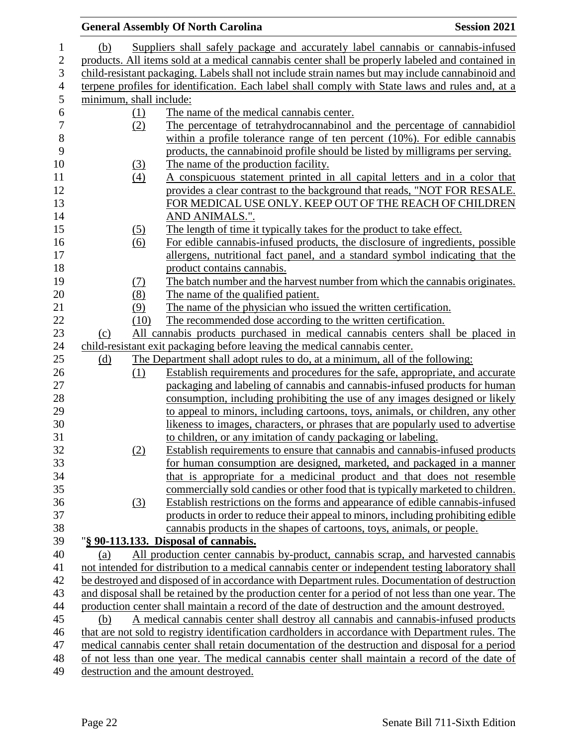(b) Suppliers shall safely package and accurately label cannabis or cannabis-infused products. All items sold at a medical cannabis center shall be properly labeled and contained in child-resistant packaging. Labels shall not include strain names but may include cannabinoid and terpene profiles for identification. Each label shall comply with State laws and rules and, at a minimum, shall include:

(1) The name of the medical cannabis center.

(2) The percentage of tetrahydrocannabinol and the percentage of cannabidiol within a profile tolerance range of ten percent (10%). For edible cannabis products, the cannabinoid profile should be listed by milligrams per serving.

(3) The name of the production facility.

(4) A conspicuous statement printed in all capital letters and in a color that provides a clear contrast to the background that reads, "NOT FOR RESALE. FOR MEDICAL USE ONLY. KEEP OUT OF THE REACH OF CHILDREN AND ANIMALS.".

(5) The length of time it typically takes for the product to take effect.

(6) For edible cannabis-infused products, the disclosure of ingredients, possible allergens, nutritional fact panel, and a standard symbol indicating that the product contains cannabis.

(7) The batch number and the harvest number from which the cannabis originates.

(8) The name of the qualified patient.

(9) The name of the physician who issued the written certification.

(10) The recommended dose according to the written certification.

(c) All cannabis products purchased in medical cannabis centers shall be placed in child-resistant exit packaging before leaving the medical cannabis center.

(d) The Department shall adopt rules to do, at a minimum, all of the following:

(1) Establish requirements and procedures for the safe, appropriate, and accurate packaging and labeling of cannabis and cannabis-infused products for human consumption, including prohibiting the use of any images designed or likely to appeal to minors, including cartoons, toys, animals, or children, any other likeness to images, characters, or phrases that are popularly used to advertise to children, or any imitation of candy packaging or labeling.

(2) Establish requirements to ensure that cannabis and cannabis-infused products for human consumption are designed, marketed, and packaged in a manner that is appropriate for a medicinal product and that does not resemble commercially sold candies or other food that is typically marketed to children.

(3) Establish restrictions on the forms and appearance of edible cannabis-infused products in order to reduce their appeal to minors, including prohibiting edible cannabis products in the shapes of cartoons, toys, animals, or people.

"**§ 90-113.133. Disposal of cannabis.**

(a) All production center cannabis by-product, cannabis scrap, and harvested cannabis not intended for distribution to a medical cannabis center or independent testing laboratory shall be destroyed and disposed of in accordance with Department rules. Documentation of destruction and disposal shall be retained by the production center for a period of not less than one year. The production center shall maintain a record of the date of destruction and the amount destroyed.

(b) A medical cannabis center shall destroy all cannabis and cannabis-infused products that are not sold to registry identification cardholders in accordance with Department rules. The medical cannabis center shall retain documentation of the destruction and disposal for a period of not less than one year. The medical cannabis center shall maintain a record of the date of destruction and the amount destroyed.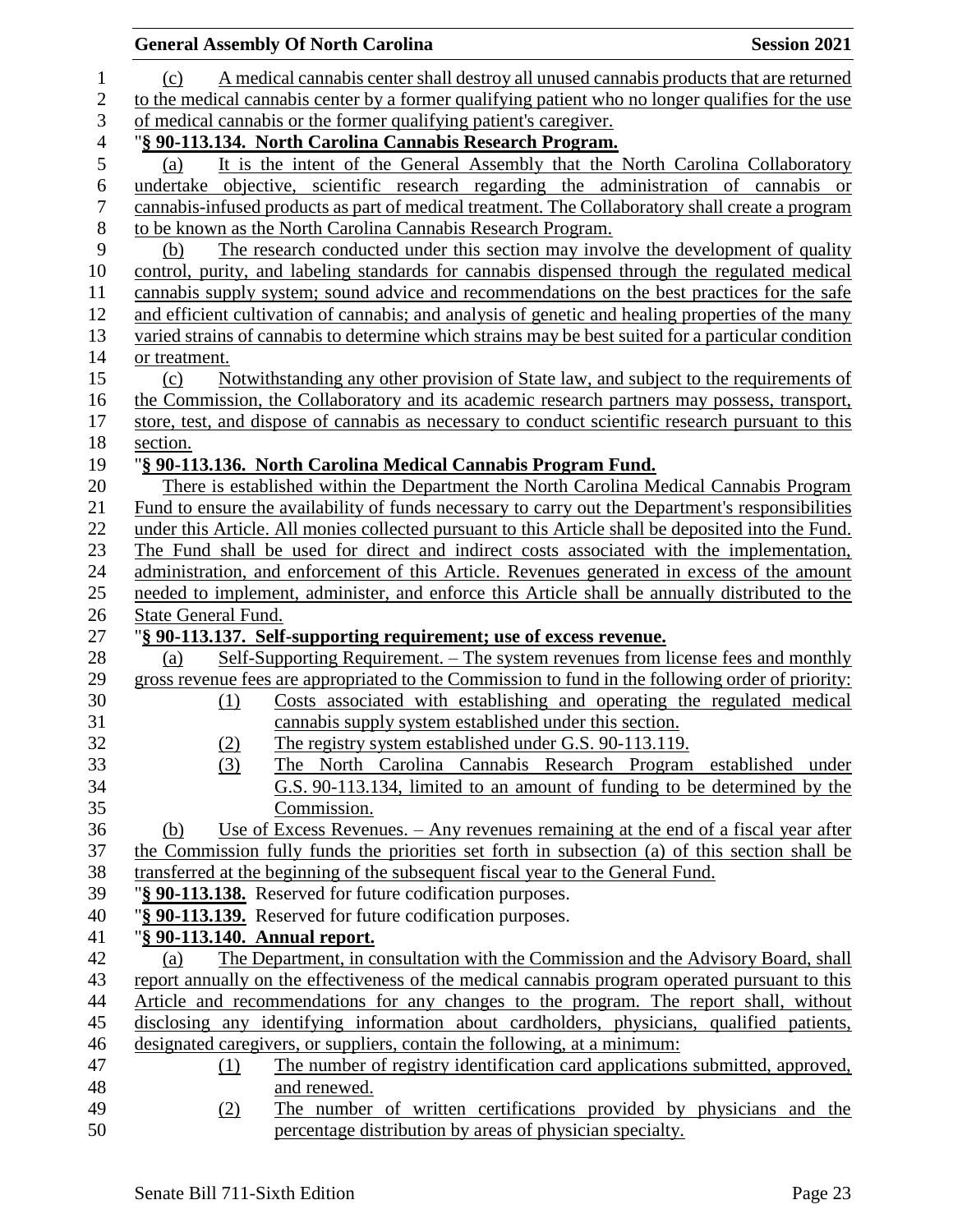(c) A medical cannabis center shall destroy all unused cannabis products that are returned to the medical cannabis center by a former qualifying patient who no longer qualifies for the use of medical cannabis or the former qualifying patient's caregiver.

"**§ 90-113.134. North Carolina Cannabis Research Program.**

(a) It is the intent of the General Assembly that the North Carolina Collaboratory undertake objective, scientific research regarding the administration of cannabis or cannabis-infused products as part of medical treatment. The Collaboratory shall create a program to be known as the North Carolina Cannabis Research Program.

(b) The research conducted under this section may involve the development of quality control, purity, and labeling standards for cannabis dispensed through the regulated medical cannabis supply system; sound advice and recommendations on the best practices for the safe and efficient cultivation of cannabis; and analysis of genetic and healing properties of the many varied strains of cannabis to determine which strains may be best suited for a particular condition or treatment.

(c) Notwithstanding any other provision of State law, and subject to the requirements of the Commission, the Collaboratory and its academic research partners may possess, transport, store, test, and dispose of cannabis as necessary to conduct scientific research pursuant to this section.

"**§ 90-113.136. North Carolina Medical Cannabis Program Fund.**

There is established within the Department the North Carolina Medical Cannabis Program Fund to ensure the availability of funds necessary to carry out the Department's responsibilities under this Article. All monies collected pursuant to this Article shall be deposited into the Fund. The Fund shall be used for direct and indirect costs associated with the implementation, administration, and enforcement of this Article. Revenues generated in excess of the amount needed to implement, administer, and enforce this Article shall be annually distributed to the State General Fund.

"**§ 90-113.137. Self-supporting requirement; use of excess revenue.**

(a) Self-Supporting Requirement. – The system revenues from license fees and monthly gross revenue fees are appropriated to the Commission to fund in the following order of priority:

(1) Costs associated with establishing and operating the regulated medical cannabis supply system established under this section.

(2) The registry system established under G.S. 90-113.119.

(3) The North Carolina Cannabis Research Program established under G.S. 90-113.134, limited to an amount of funding to be determined by the Commission.

(b) Use of Excess Revenues. – Any revenues remaining at the end of a fiscal year after the Commission fully funds the priorities set forth in subsection (a) of this section shall be transferred at the beginning of the subsequent fiscal year to the General Fund.

"**§ 90-113.138.** Reserved for future codification purposes.

"**§ 90-113.139.** Reserved for future codification purposes.

"**§ 90-113.140. Annual report.**

(a) The Department, in consultation with the Commission and the Advisory Board, shall report annually on the effectiveness of the medical cannabis program operated pursuant to this Article and recommendations for any changes to the program. The report shall, without disclosing any identifying information about cardholders, physicians, qualified patients, designated caregivers, or suppliers, contain the following, at a minimum:

(1) The number of registry identification card applications submitted, approved, and renewed.

(2) The number of written certifications provided by physicians and the percentage distribution by areas of physician specialty.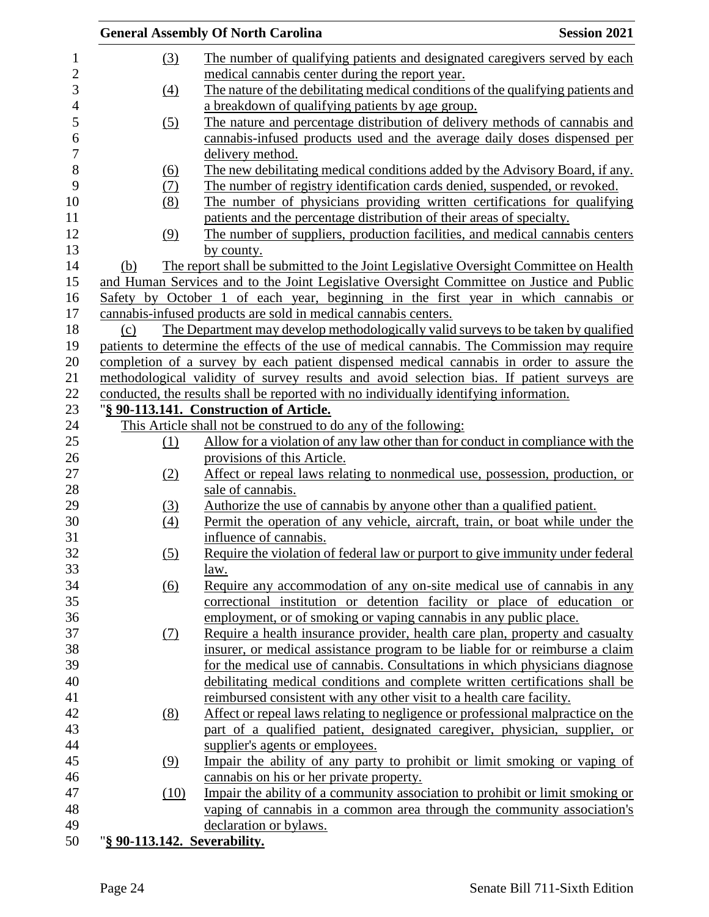(3) The number of qualifying patients and designated caregivers served by each medical cannabis center during the report year.

(4) The nature of the debilitating medical conditions of the qualifying patients and a breakdown of qualifying patients by age group.

(5) The nature and percentage distribution of delivery methods of cannabis and cannabis-infused products used and the average daily doses dispensed per delivery method.

(6) The new debilitating medical conditions added by the Advisory Board, if any.

(7) The number of registry identification cards denied, suspended, or revoked.

(8) The number of physicians providing written certifications for qualifying patients and the percentage distribution of their areas of specialty.

(9) The number of suppliers, production facilities, and medical cannabis centers by county.

(b) The report shall be submitted to the Joint Legislative Oversight Committee on Health and Human Services and to the Joint Legislative Oversight Committee on Justice and Public Safety by October 1 of each year, beginning in the first year in which cannabis or cannabis-infused products are sold in medical cannabis centers.

(c) The Department may develop methodologically valid surveys to be taken by qualified patients to determine the effects of the use of medical cannabis. The Commission may require completion of a survey by each patient dispensed medical cannabis in order to assure the methodological validity of survey results and avoid selection bias. If patient surveys are conducted, the results shall be reported with no individually identifying information.

"**§ 90-113.141. Construction of Article.**

This Article shall not be construed to do any of the following:

(1) Allow for a violation of any law other than for conduct in compliance with the provisions of this Article.

(2) Affect or repeal laws relating to nonmedical use, possession, production, or sale of cannabis.

(3) Authorize the use of cannabis by anyone other than a qualified patient.

(4) Permit the operation of any vehicle, aircraft, train, or boat while under the influence of cannabis.

(5) Require the violation of federal law or purport to give immunity under federal law.

(6) Require any accommodation of any on-site medical use of cannabis in any correctional institution or detention facility or place of education or employment, or of smoking or vaping cannabis in any public place.

(7) Require a health insurance provider, health care plan, property and casualty insurer, or medical assistance program to be liable for or reimburse a claim for the medical use of cannabis. Consultations in which physicians diagnose debilitating medical conditions and complete written certifications shall be reimbursed consistent with any other visit to a health care facility.

(8) Affect or repeal laws relating to negligence or professional malpractice on the part of a qualified patient, designated caregiver, physician, supplier, or supplier's agents or employees.

(9) Impair the ability of any party to prohibit or limit smoking or vaping of cannabis on his or her private property.

(10) Impair the ability of a community association to prohibit or limit smoking or vaping of cannabis in a common area through the community association's declaration or bylaws.

"**§ 90-113.142. Severability.**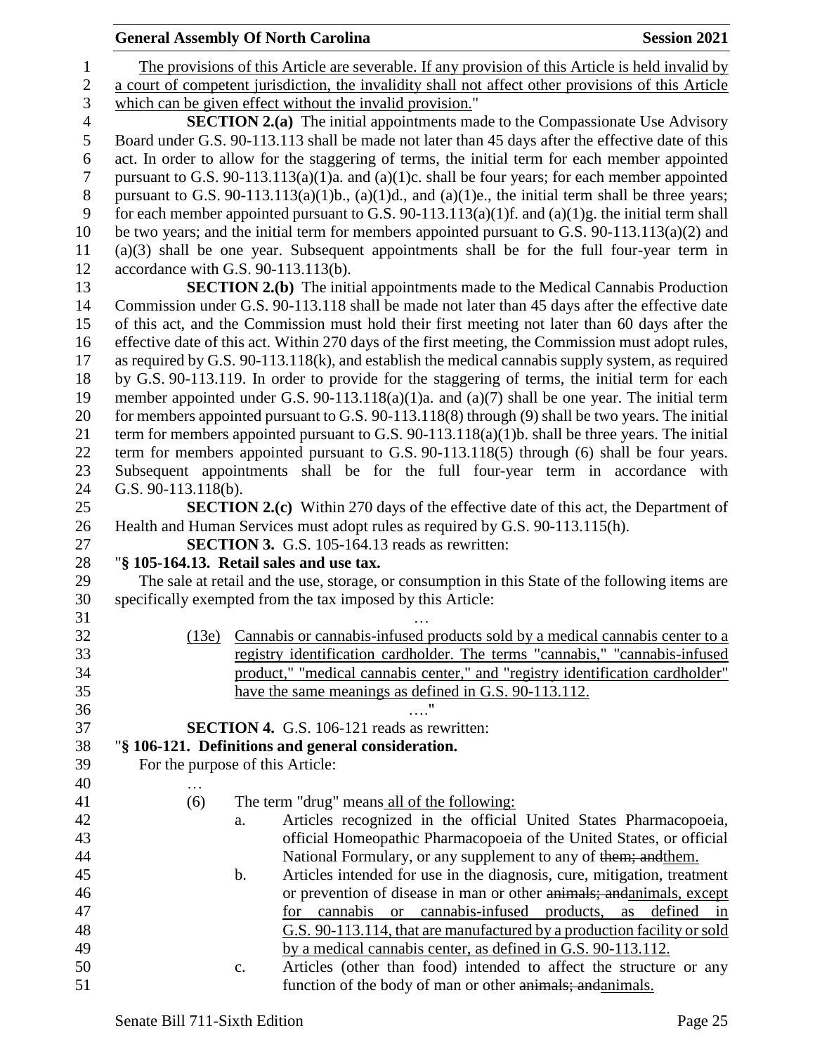The provisions of this Article are severable. If any provision of this Article is held invalid by a court of competent jurisdiction, the invalidity shall not affect other provisions of this Article which can be given effect without the invalid provision."

**SECTION 2.(a)** The initial appointments made to the Compassionate Use Advisory Board under G.S. 90-113.113 shall be made not later than 45 days after the effective date of this act. In order to allow for the staggering of terms, the initial term for each member appointed pursuant to G.S. 90-113.113(a)(1)a. and (a)(1)c. shall be four years; for each member appointed pursuant to G.S. 90-113.113(a)(1)b., (a)(1)d., and (a)(1)e., the initial term shall be three years; for each member appointed pursuant to G.S. 90-113.113(a)(1)f. and (a)(1)g. the initial term shall be two years; and the initial term for members appointed pursuant to G.S. 90-113.113(a)(2) and (a)(3) shall be one year. Subsequent appointments shall be for the full four-year term in accordance with G.S. 90-113.113(b).

**SECTION 2.(b)** The initial appointments made to the Medical Cannabis Production Commission under G.S. 90-113.118 shall be made not later than 45 days after the effective date of this act, and the Commission must hold their first meeting not later than 60 days after the effective date of this act. Within 270 days of the first meeting, the Commission must adopt rules, as required by G.S. 90-113.118(k), and establish the medical cannabis supply system, as required by G.S. 90-113.119. In order to provide for the staggering of terms, the initial term for each member appointed under G.S. 90-113.118(a)(1)a. and (a)(7) shall be one year. The initial term for members appointed pursuant to G.S. 90-113.118(8) through (9) shall be two years. The initial term for members appointed pursuant to G.S. 90-113.118(a)(1)b. shall be three years. The initial term for members appointed pursuant to G.S. 90-113.118(5) through (6) shall be four years. Subsequent appointments shall be for the full four-year term in accordance with G.S. 90-113.118(b).

**SECTION 2.(c)** Within 270 days of the effective date of this act, the Department of Health and Human Services must adopt rules as required by G.S. 90-113.115(h).

**SECTION 3.** G.S. 105-164.13 reads as rewritten:

"**§ 105-164.13. Retail sales and use tax.**

The sale at retail and the use, storage, or consumption in this State of the following items are specifically exempted from the tax imposed by this Article:

…

(13e) Cannabis or cannabis-infused products sold by a medical cannabis center to a registry identification cardholder. The terms "cannabis," "cannabis-infused product," "medical cannabis center," and "registry identification cardholder" have the same meanings as defined in G.S. 90-113.112.

…."

**SECTION 4.** G.S. 106-121 reads as rewritten:

"**§ 106-121. Definitions and general consideration.**

For the purpose of this Article:

…

(6) The term "drug" means all of the following:

a. Articles recognized in the official United States Pharmacopoeia, official Homeopathic Pharmacopoeia of the United States, or official National Formulary, or any supplement to any of ~~them; and~~them.

b. Articles intended for use in the diagnosis, cure, mitigation, treatment or prevention of disease in man or other ~~animals; and~~animals, except for cannabis or cannabis-infused products, as defined in G.S. 90-113.114, that are manufactured by a production facility or sold by a medical cannabis center, as defined in G.S. 90-113.112.

c. Articles (other than food) intended to affect the structure or any function of the body of man or other ~~animals; and~~animals.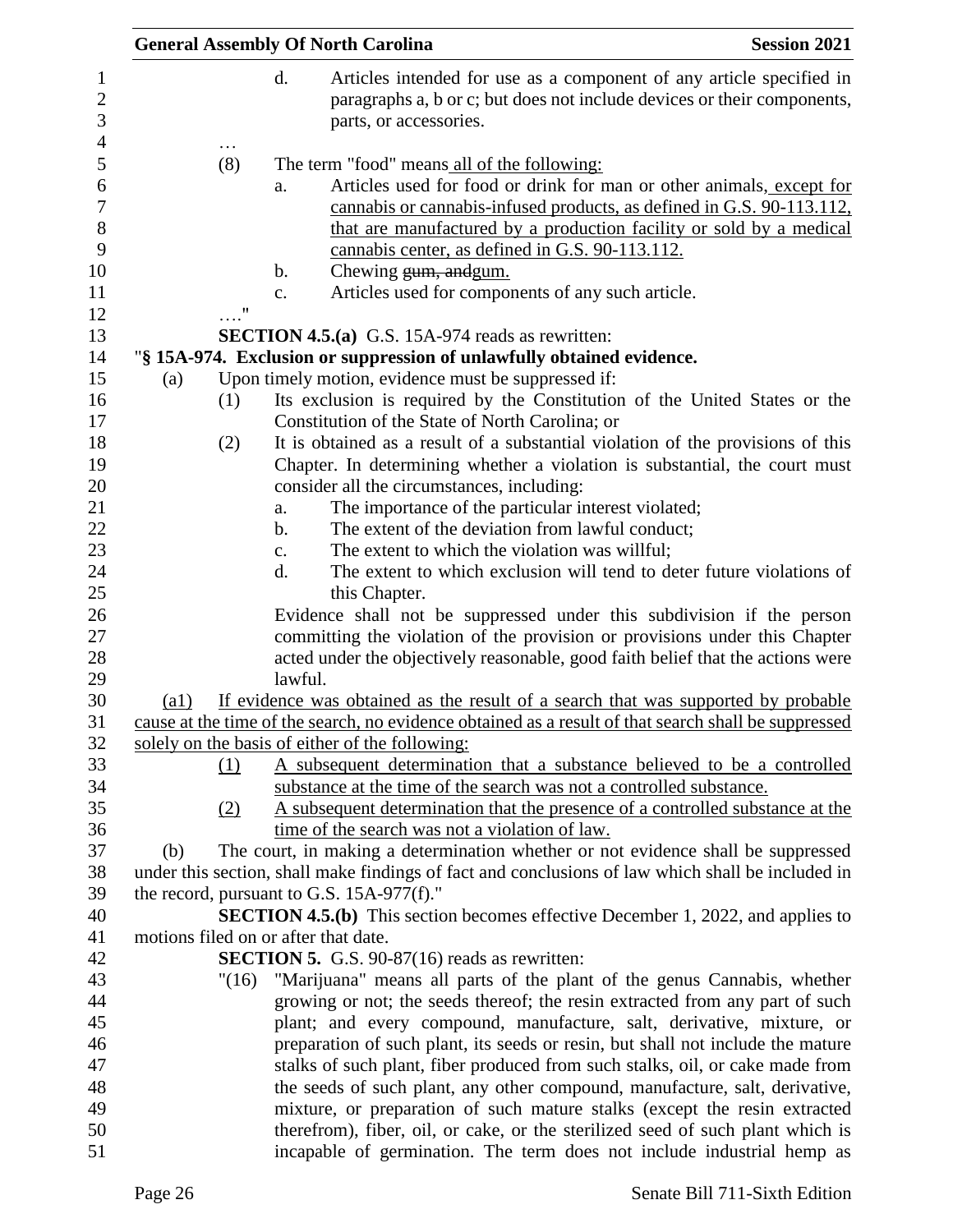d. Articles intended for use as a component of any article specified in paragraphs a, b or c; but does not include devices or their components, parts, or accessories.

…

(8) The term "food" means <u>all of the following</u>:

a. Articles used for food or drink for man or other animals<u>, except for cannabis or cannabis-infused products, as defined in G.S. 90-113.112, that are manufactured by a production facility or sold by a medical cannabis center, as defined in G.S. 90-113.112.</u>

b. Chewing ~~gum, and~~<u>gum.</u>

c. Articles used for components of any such article.

…."

**SECTION 4.5.(a)** G.S. 15A-974 reads as rewritten:

"**§ 15A-974. Exclusion or suppression of unlawfully obtained evidence.**

(a) Upon timely motion, evidence must be suppressed if:

(1) Its exclusion is required by the Constitution of the United States or the Constitution of the State of North Carolina; or

(2) It is obtained as a result of a substantial violation of the provisions of this Chapter. In determining whether a violation is substantial, the court must consider all the circumstances, including:

a. The importance of the particular interest violated;

b. The extent of the deviation from lawful conduct;

c. The extent to which the violation was willful;

d. The extent to which exclusion will tend to deter future violations of this Chapter.

Evidence shall not be suppressed under this subdivision if the person committing the violation of the provision or provisions under this Chapter acted under the objectively reasonable, good faith belief that the actions were lawful.

<u>(a1) If evidence was obtained as the result of a search that was supported by probable cause at the time of the search, no evidence obtained as a result of that search shall be suppressed solely on the basis of either of the following:</u>

<u>(1) A subsequent determination that a substance believed to be a controlled substance at the time of the search was not a controlled substance.</u>

<u>(2) A subsequent determination that the presence of a controlled substance at the time of the search was not a violation of law.</u>

(b) The court, in making a determination whether or not evidence shall be suppressed under this section, shall make findings of fact and conclusions of law which shall be included in the record, pursuant to G.S. 15A-977(f)."

**SECTION 4.5.(b)** This section becomes effective December 1, 2022, and applies to motions filed on or after that date.

**SECTION 5.** G.S. 90-87(16) reads as rewritten:

"(16) "Marijuana" means all parts of the plant of the genus Cannabis, whether growing or not; the seeds thereof; the resin extracted from any part of such plant; and every compound, manufacture, salt, derivative, mixture, or preparation of such plant, its seeds or resin, but shall not include the mature stalks of such plant, fiber produced from such stalks, oil, or cake made from the seeds of such plant, any other compound, manufacture, salt, derivative, mixture, or preparation of such mature stalks (except the resin extracted therefrom), fiber, oil, or cake, or the sterilized seed of such plant which is incapable of germination. The term does not include industrial hemp as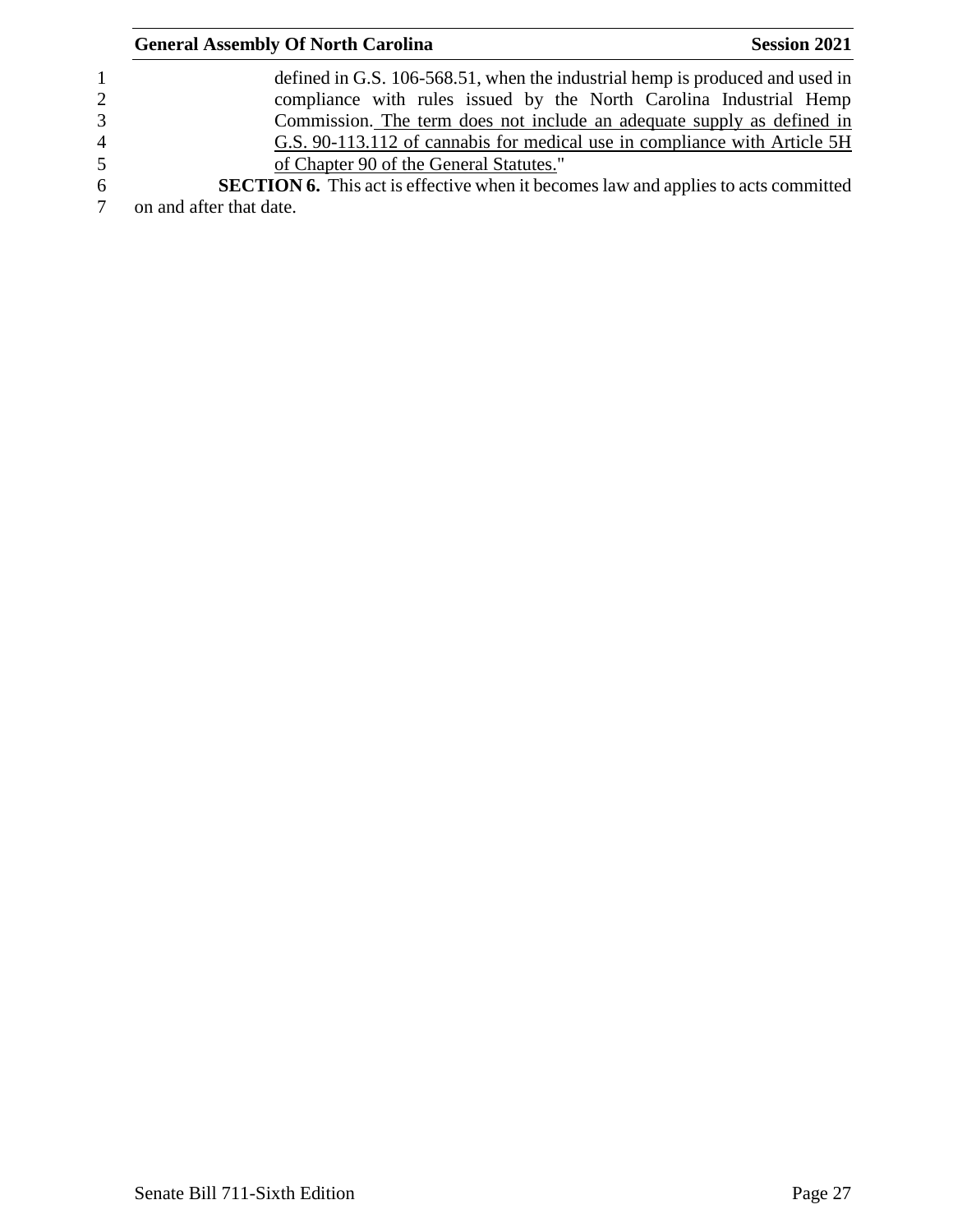defined in G.S. 106-568.51, when the industrial hemp is produced and used in compliance with rules issued by the North Carolina Industrial Hemp Commission. The term does not include an adequate supply as defined in G.S. 90-113.112 of cannabis for medical use in compliance with Article 5H of Chapter 90 of the General Statutes."

**SECTION 6.** This act is effective when it becomes law and applies to acts committed on and after that date.